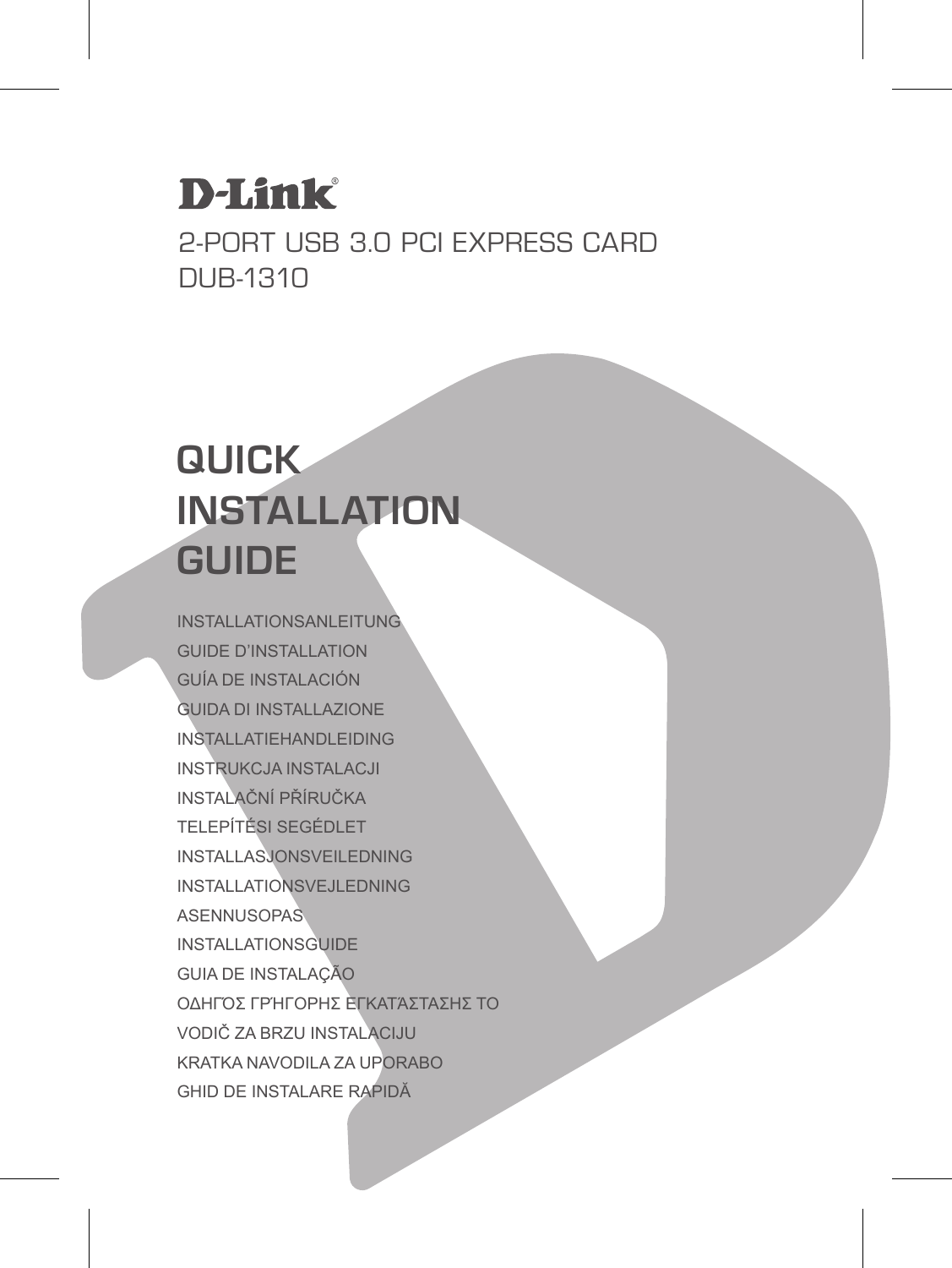D-Link®

2-PORT USB 3.0 PCI EXPRESS CARD
DUB-1310

# QUICK INSTALLATION GUIDE

INSTALLATIONSANLEITUNG
GUIDE D'INSTALLATION
GUÍA DE INSTALACIÓN
GUIDA DI INSTALLAZIONE
INSTALLATIEHANDLEIDING
INSTRUKCJA INSTALACJI
INSTALAČNÍ PŘÍRUČKA
TELEPÍTÉSI SEGÉDLET
INSTALLASJONSVEILEDNING
INSTALLATIONSVEJLEDNING
ASENNUSOPAS
INSTALLATIONSGUIDE
GUIA DE INSTALAÇÃO
ΟΔΗΓΌΣ ΓΡΉΓΟΡΗΣ ΕΓΚΑΤΆΣΤΑΣΗΣ ΤΟ
VODIČ ZA BRZU INSTALACIJU
KRATKA NAVODILA ZA UPORABO
GHID DE INSTALARE RAPIDĂ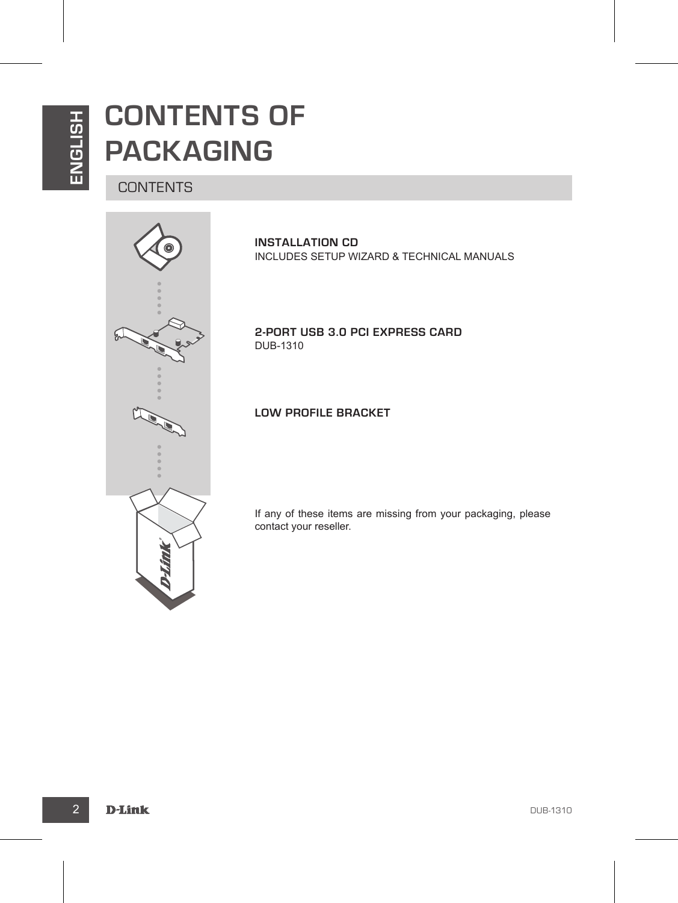# CONTENTS OF PACKAGING

## CONTENTS

**INSTALLATION CD**
INCLUDES SETUP WIZARD & TECHNICAL MANUALS

**2-PORT USB 3.0 PCI EXPRESS CARD**
DUB-1310

**LOW PROFILE BRACKET**

If any of these items are missing from your packaging, please contact your reseller.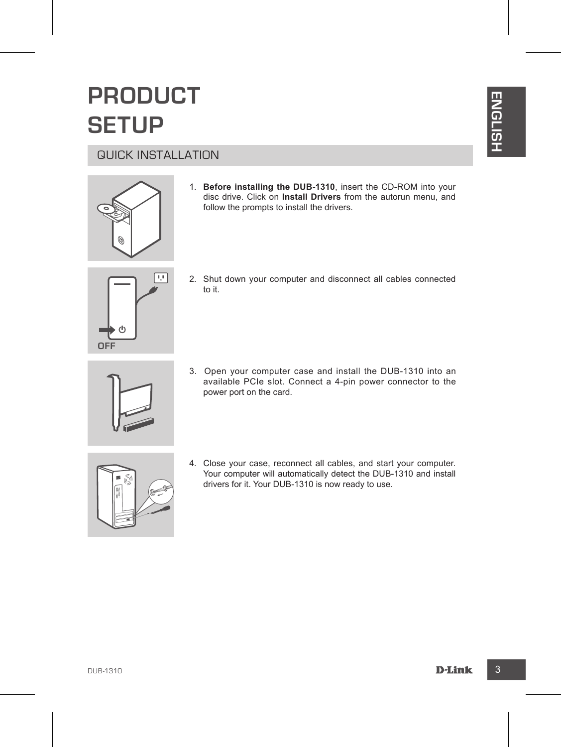# PRODUCT SETUP

## QUICK INSTALLATION

1. **Before installing the DUB-1310**, insert the CD-ROM into your disc drive. Click on **Install Drivers** from the autorun menu, and follow the prompts to install the drivers.

2. Shut down your computer and disconnect all cables connected to it.

3. Open your computer case and install the DUB-1310 into an available PCIe slot. Connect a 4-pin power connector to the power port on the card.

4. Close your case, reconnect all cables, and start your computer. Your computer will automatically detect the DUB-1310 and install drivers for it. Your DUB-1310 is now ready to use.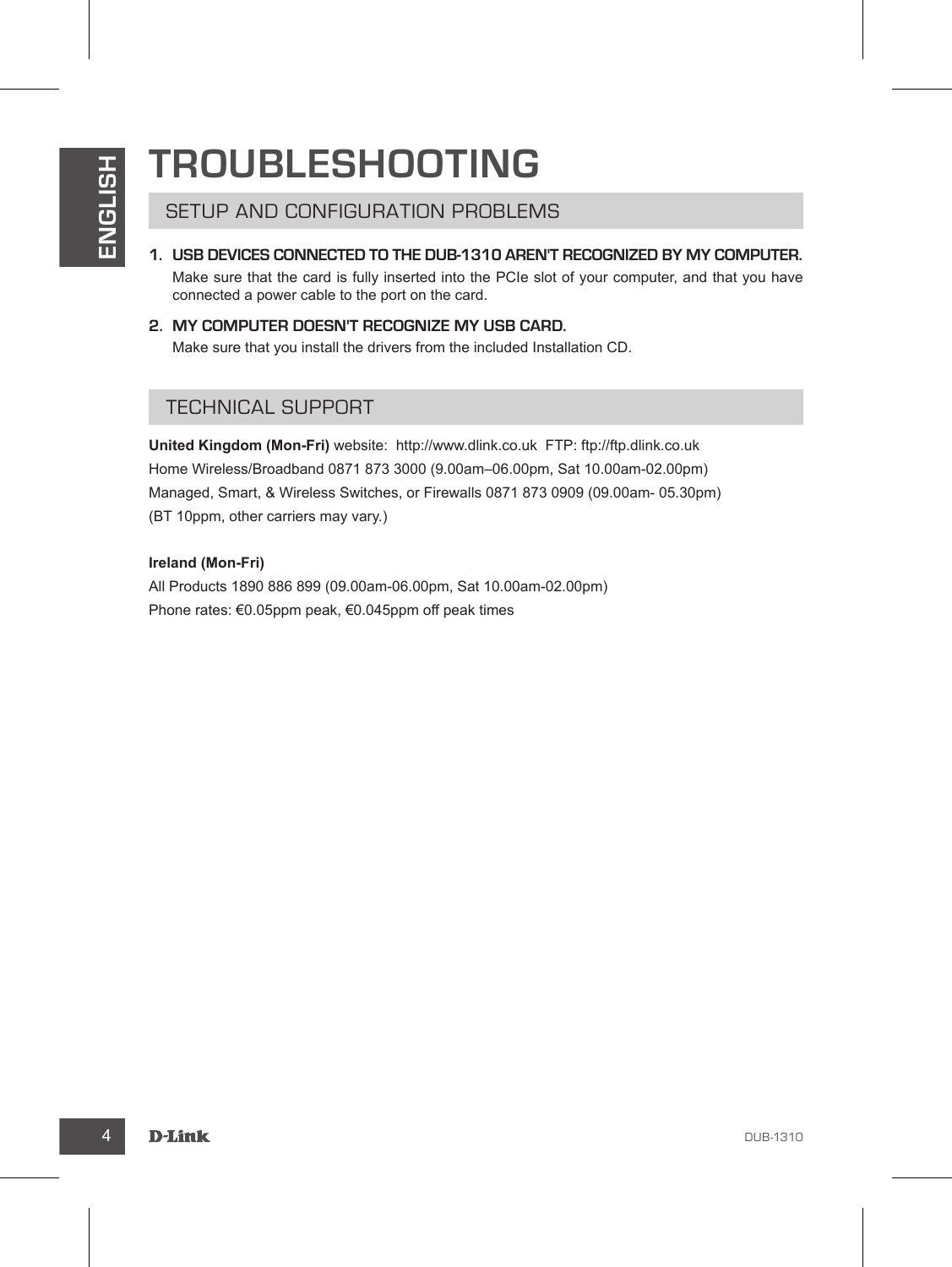# TROUBLESHOOTING

## SETUP AND CONFIGURATION PROBLEMS

1. **USB DEVICES CONNECTED TO THE DUB-1310 AREN'T RECOGNIZED BY MY COMPUTER.**
   Make sure that the card is fully inserted into the PCIe slot of your computer, and that you have connected a power cable to the port on the card.

2. **MY COMPUTER DOESN'T RECOGNIZE MY USB CARD.**
   Make sure that you install the drivers from the included Installation CD.

## TECHNICAL SUPPORT

**United Kingdom (Mon-Fri)** website: http://www.dlink.co.uk FTP: ftp://ftp.dlink.co.uk

Home Wireless/Broadband 0871 873 3000 (9.00am–06.00pm, Sat 10.00am-02.00pm)

Managed, Smart, & Wireless Switches, or Firewalls 0871 873 0909 (09.00am- 05.30pm)

(BT 10ppm, other carriers may vary.)

**Ireland (Mon-Fri)**

All Products 1890 886 899 (09.00am-06.00pm, Sat 10.00am-02.00pm)

Phone rates: €0.05ppm peak, €0.045ppm off peak times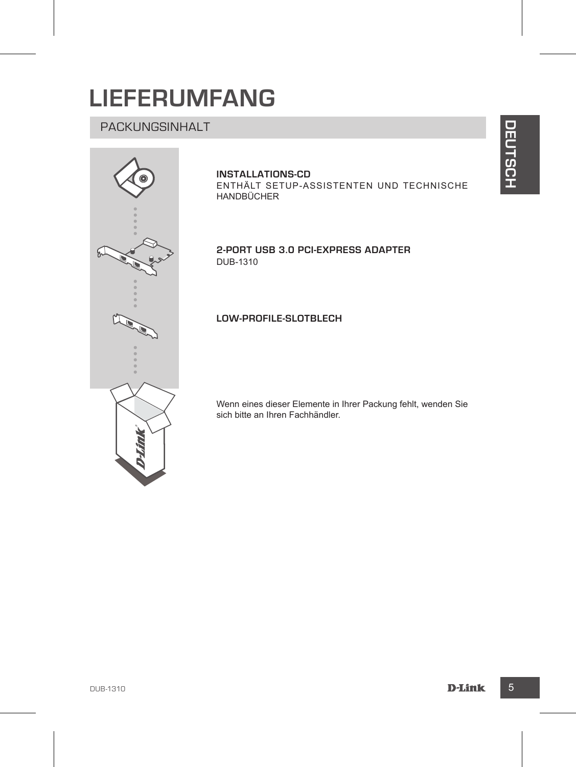# LIEFERUMFANG

## PACKUNGSINHALT

**INSTALLATIONS-CD**
ENTHÄLT SETUP-ASSISTENTEN UND TECHNISCHE HANDBÜCHER

**2-PORT USB 3.0 PCI-EXPRESS ADAPTER**
DUB-1310

**LOW-PROFILE-SLOTBLECH**

Wenn eines dieser Elemente in Ihrer Packung fehlt, wenden Sie sich bitte an Ihren Fachhändler.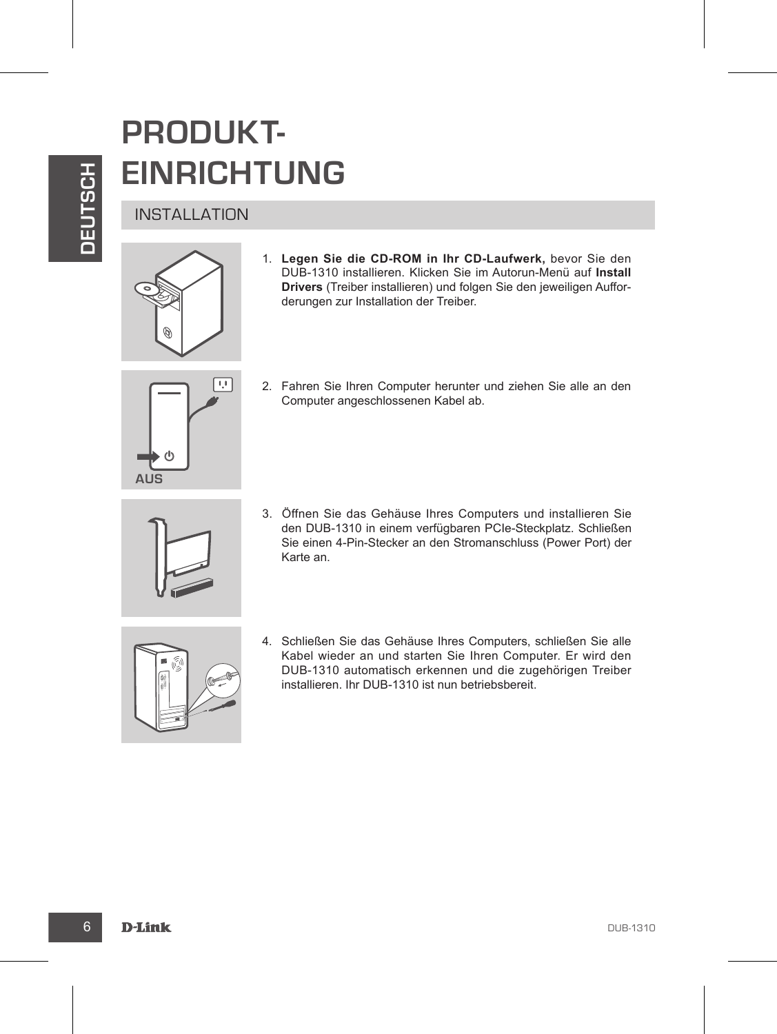# PRODUKT-EINRICHTUNG

## INSTALLATION

AUS

1. **Legen Sie die CD-ROM in Ihr CD-Laufwerk,** bevor Sie den DUB-1310 installieren. Klicken Sie im Autorun-Menü auf **Install Drivers** (Treiber installieren) und folgen Sie den jeweiligen Aufforderungen zur Installation der Treiber.

2. Fahren Sie Ihren Computer herunter und ziehen Sie alle an den Computer angeschlossenen Kabel ab.

3. Öffnen Sie das Gehäuse Ihres Computers und installieren Sie den DUB-1310 in einem verfügbaren PCIe-Steckplatz. Schließen Sie einen 4-Pin-Stecker an den Stromanschluss (Power Port) der Karte an.

4. Schließen Sie das Gehäuse Ihres Computers, schließen Sie alle Kabel wieder an und starten Sie Ihren Computer. Er wird den DUB-1310 automatisch erkennen und die zugehörigen Treiber installieren. Ihr DUB-1310 ist nun betriebsbereit.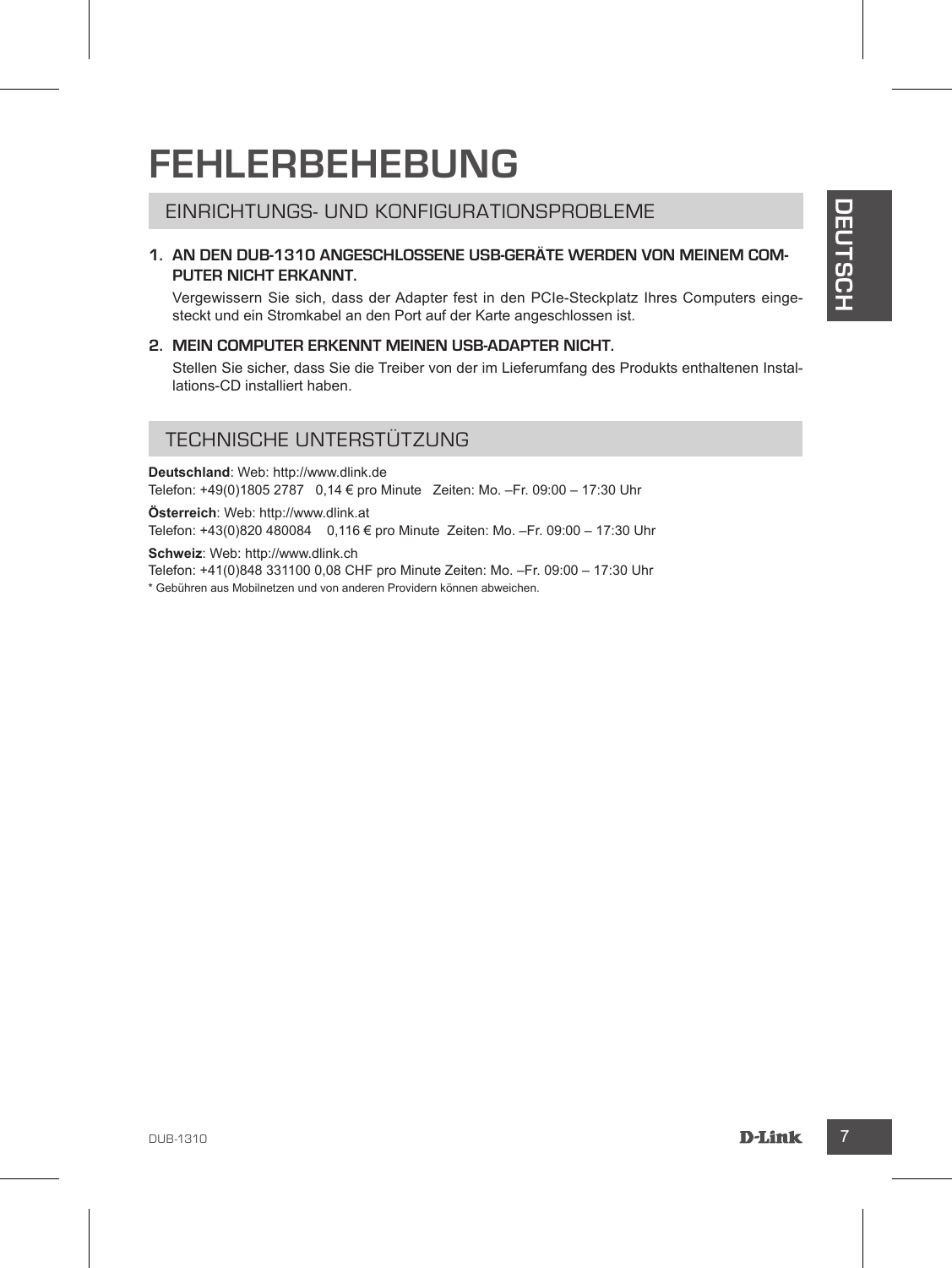# FEHLERBEHEBUNG

## EINRICHTUNGS- UND KONFIGURATIONSPROBLEME

1. **AN DEN DUB-1310 ANGESCHLOSSENE USB-GERÄTE WERDEN VON MEINEM COMPUTER NICHT ERKANNT.**

   Vergewissern Sie sich, dass der Adapter fest in den PCIe-Steckplatz Ihres Computers eingesteckt und ein Stromkabel an den Port auf der Karte angeschlossen ist.

2. **MEIN COMPUTER ERKENNT MEINEN USB-ADAPTER NICHT.**

   Stellen Sie sicher, dass Sie die Treiber von der im Lieferumfang des Produkts enthaltenen Installations-CD installiert haben.

## TECHNISCHE UNTERSTÜTZUNG

**Deutschland**: Web: http://www.dlink.de
Telefon: +49(0)1805 2787 0,14 € pro Minute Zeiten: Mo. –Fr. 09:00 – 17:30 Uhr

**Österreich**: Web: http://www.dlink.at
Telefon: +43(0)820 480084 0,116 € pro Minute Zeiten: Mo. –Fr. 09:00 – 17:30 Uhr

**Schweiz**: Web: http://www.dlink.ch
Telefon: +41(0)848 331100 0,08 CHF pro Minute Zeiten: Mo. –Fr. 09:00 – 17:30 Uhr

* Gebühren aus Mobilnetzen und von anderen Providern können abweichen.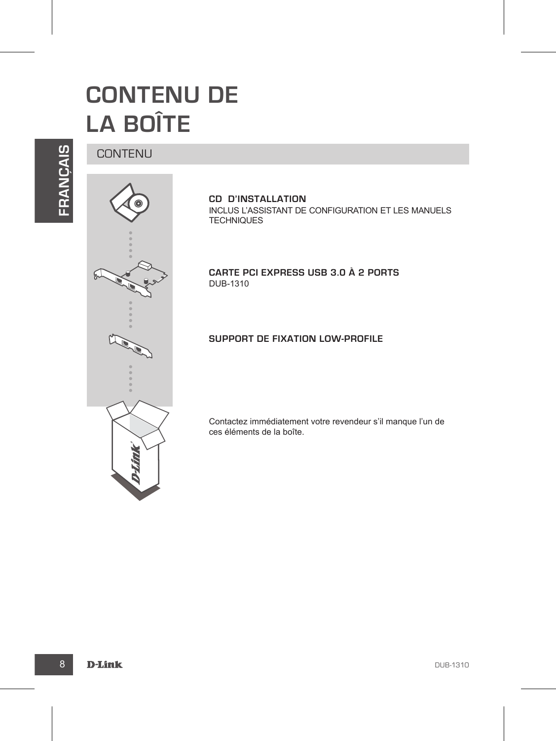# CONTENU DE LA BOÎTE

## CONTENU

**CD D'INSTALLATION**
INCLUS L'ASSISTANT DE CONFIGURATION ET LES MANUELS TECHNIQUES

**CARTE PCI EXPRESS USB 3.0 À 2 PORTS**
DUB-1310

**SUPPORT DE FIXATION LOW-PROFILE**

Contactez immédiatement votre revendeur s'il manque l'un de ces éléments de la boîte.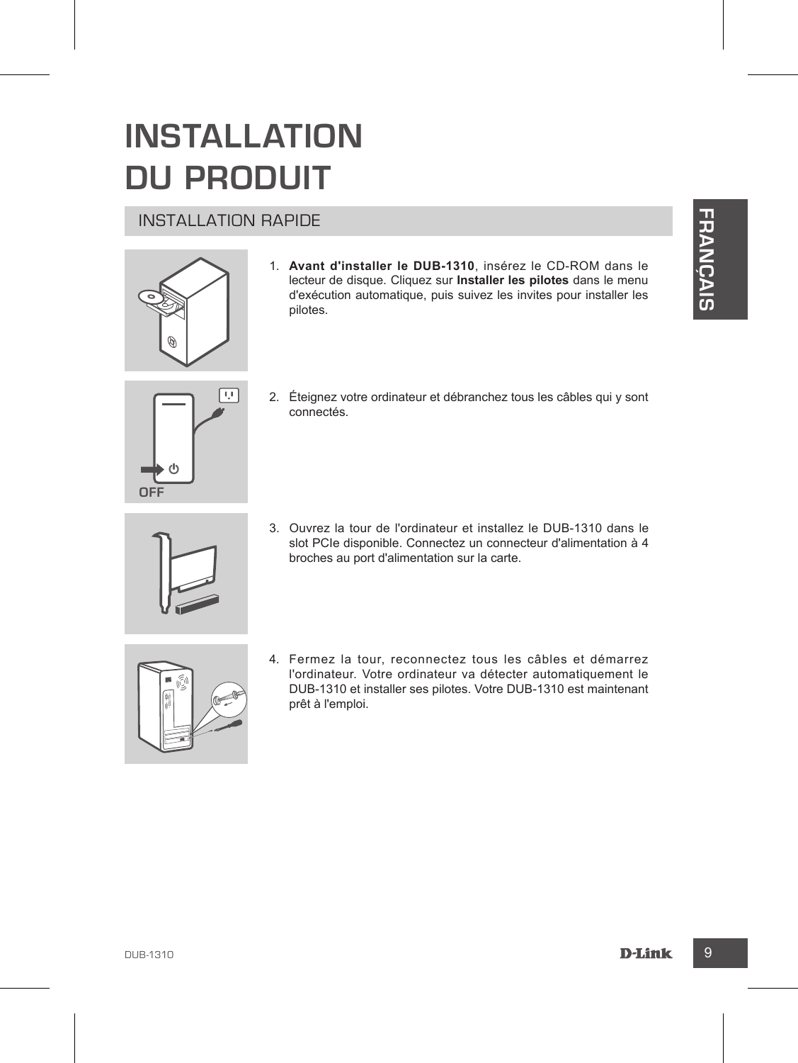# INSTALLATION DU PRODUIT

## INSTALLATION RAPIDE

1. **Avant d'installer le DUB-1310**, insérez le CD-ROM dans le lecteur de disque. Cliquez sur **Installer les pilotes** dans le menu d'exécution automatique, puis suivez les invites pour installer les pilotes.

2. Éteignez votre ordinateur et débranchez tous les câbles qui y sont connectés.

3. Ouvrez la tour de l'ordinateur et installez le DUB-1310 dans le slot PCIe disponible. Connectez un connecteur d'alimentation à 4 broches au port d'alimentation sur la carte.

4. Fermez la tour, reconnectez tous les câbles et démarrez l'ordinateur. Votre ordinateur va détecter automatiquement le DUB-1310 et installer ses pilotes. Votre DUB-1310 est maintenant prêt à l'emploi.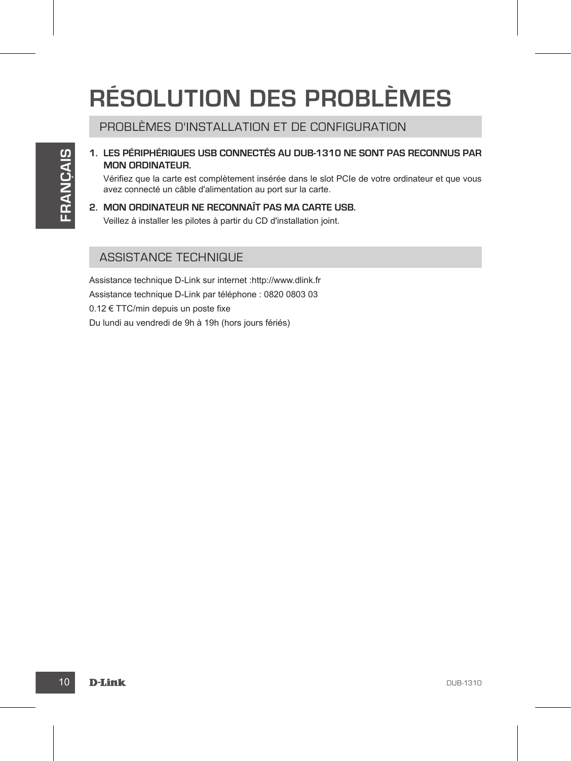# RÉSOLUTION DES PROBLÈMES

## PROBLÈMES D'INSTALLATION ET DE CONFIGURATION

1. **LES PÉRIPHÉRIQUES USB CONNECTÉS AU DUB-1310 NE SONT PAS RECONNUS PAR MON ORDINATEUR.**

   Vérifiez que la carte est complètement insérée dans le slot PCIe de votre ordinateur et que vous avez connecté un câble d'alimentation au port sur la carte.

2. **MON ORDINATEUR NE RECONNAÎT PAS MA CARTE USB.**

   Veillez à installer les pilotes à partir du CD d'installation joint.

## ASSISTANCE TECHNIQUE

Assistance technique D-Link sur internet :http://www.dlink.fr

Assistance technique D-Link par téléphone : 0820 0803 03

0.12 € TTC/min depuis un poste fixe

Du lundi au vendredi de 9h à 19h (hors jours fériés)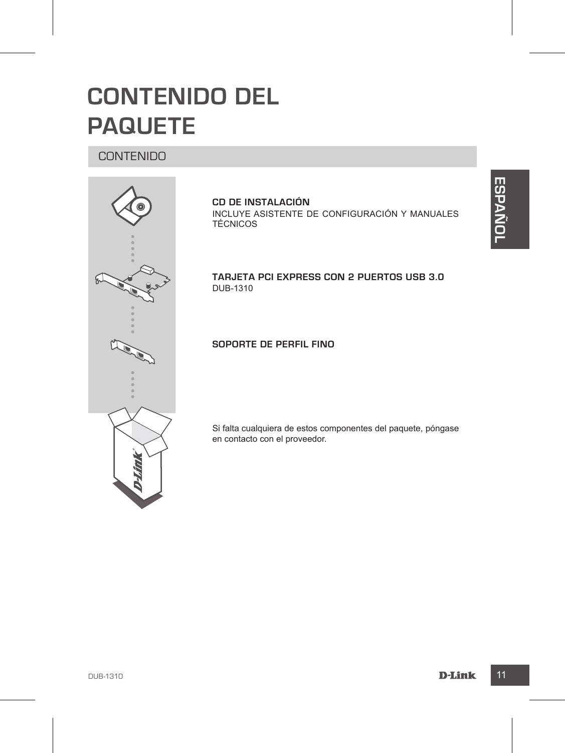# CONTENIDO DEL PAQUETE

## CONTENIDO

**CD DE INSTALACIÓN**
INCLUYE ASISTENTE DE CONFIGURACIÓN Y MANUALES TÉCNICOS

**TARJETA PCI EXPRESS CON 2 PUERTOS USB 3.0**
DUB-1310

**SOPORTE DE PERFIL FINO**

Si falta cualquiera de estos componentes del paquete, póngase en contacto con el proveedor.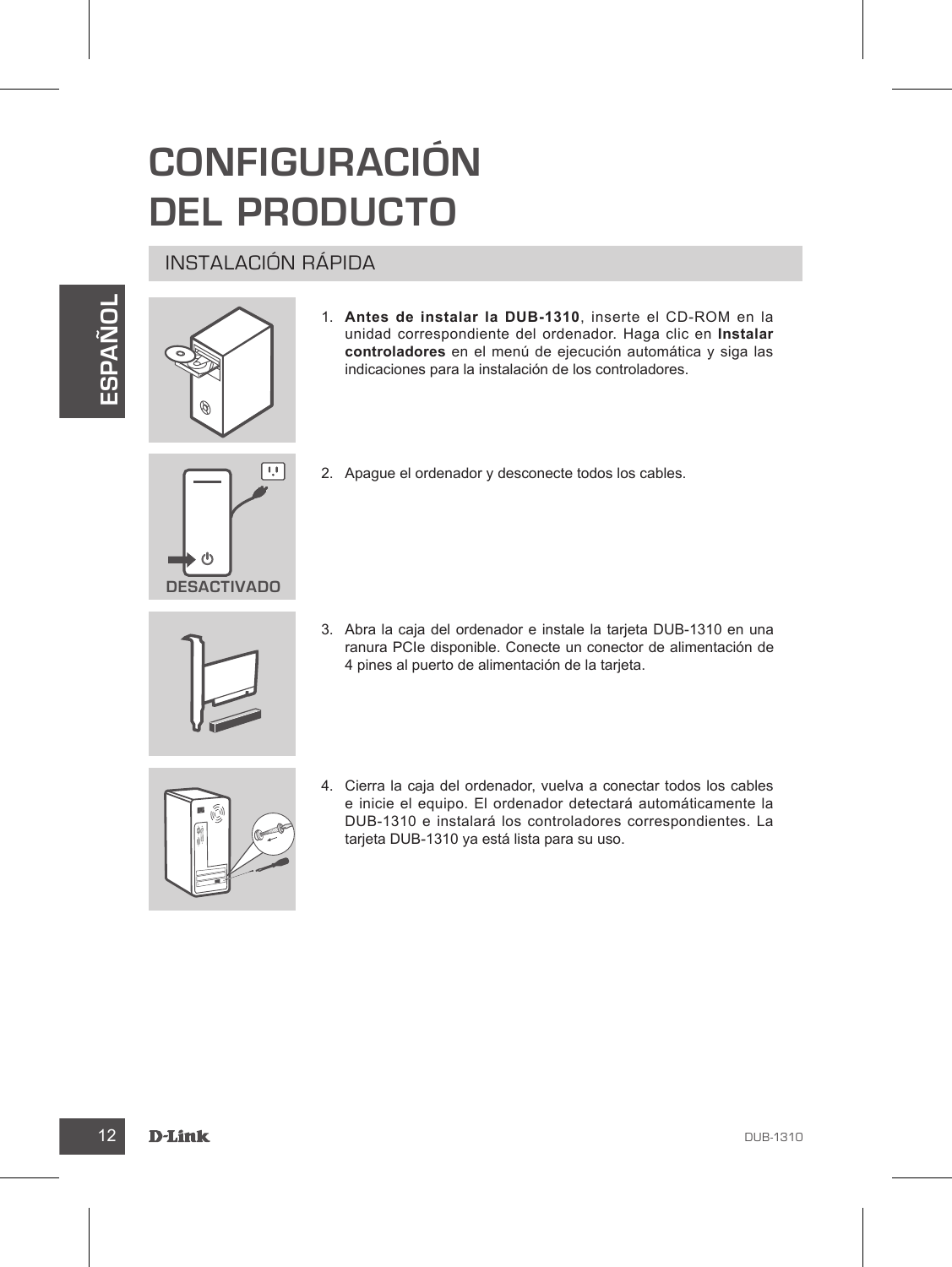# CONFIGURACIÓN DEL PRODUCTO

## INSTALACIÓN RÁPIDA

1. **Antes de instalar la DUB-1310**, inserte el CD-ROM en la unidad correspondiente del ordenador. Haga clic en **Instalar controladores** en el menú de ejecución automática y siga las indicaciones para la instalación de los controladores.

DESACTIVADO

2. Apague el ordenador y desconecte todos los cables.

3. Abra la caja del ordenador e instale la tarjeta DUB-1310 en una ranura PCIe disponible. Conecte un conector de alimentación de 4 pines al puerto de alimentación de la tarjeta.

4. Cierra la caja del ordenador, vuelva a conectar todos los cables e inicie el equipo. El ordenador detectará automáticamente la DUB-1310 e instalará los controladores correspondientes. La tarjeta DUB-1310 ya está lista para su uso.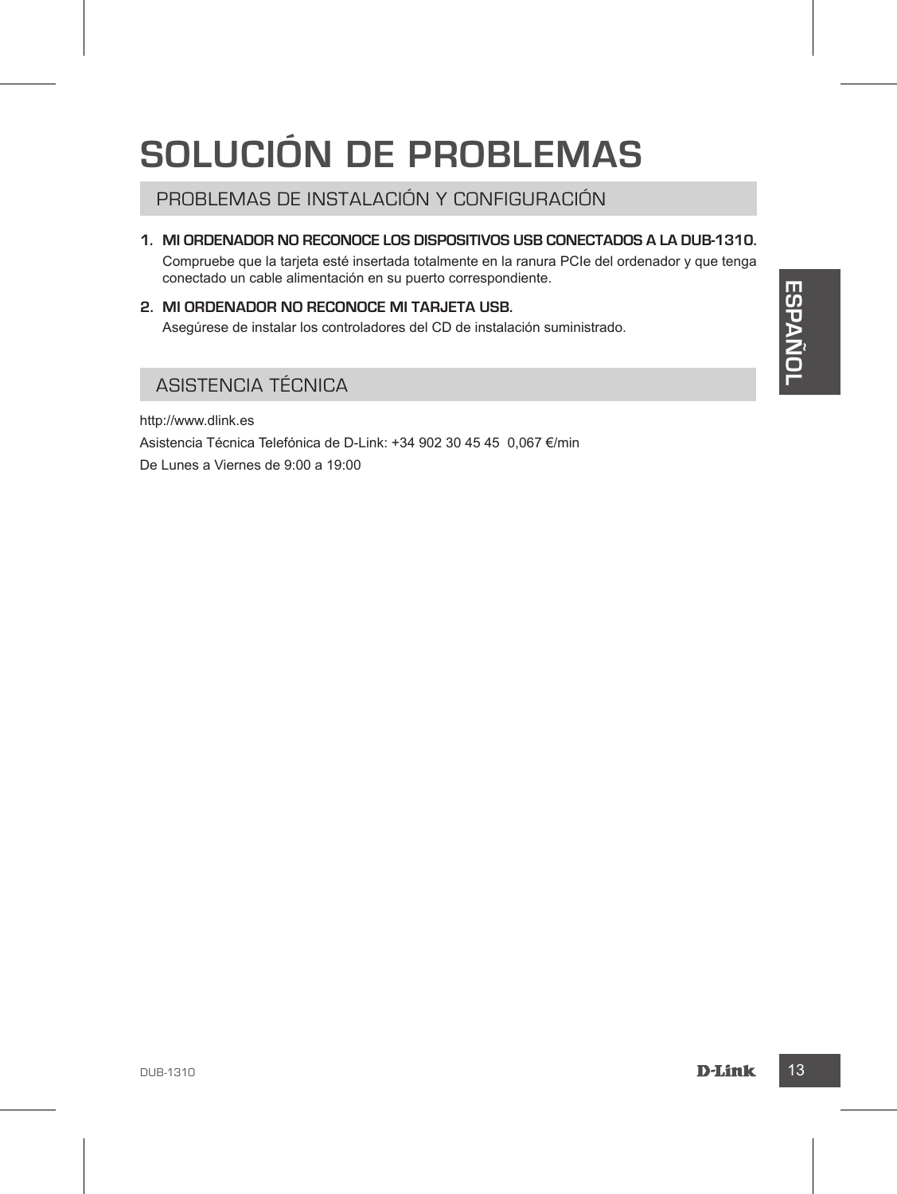# SOLUCIÓN DE PROBLEMAS

## PROBLEMAS DE INSTALACIÓN Y CONFIGURACIÓN

1. **MI ORDENADOR NO RECONOCE LOS DISPOSITIVOS USB CONECTADOS A LA DUB-1310.**
   Compruebe que la tarjeta esté insertada totalmente en la ranura PCIe del ordenador y que tenga conectado un cable alimentación en su puerto correspondiente.
2. **MI ORDENADOR NO RECONOCE MI TARJETA USB.**
   Asegúrese de instalar los controladores del CD de instalación suministrado.

## ASISTENCIA TÉCNICA

http://www.dlink.es

Asistencia Técnica Telefónica de D-Link: +34 902 30 45 45  0,067 €/min

De Lunes a Viernes de 9:00 a 19:00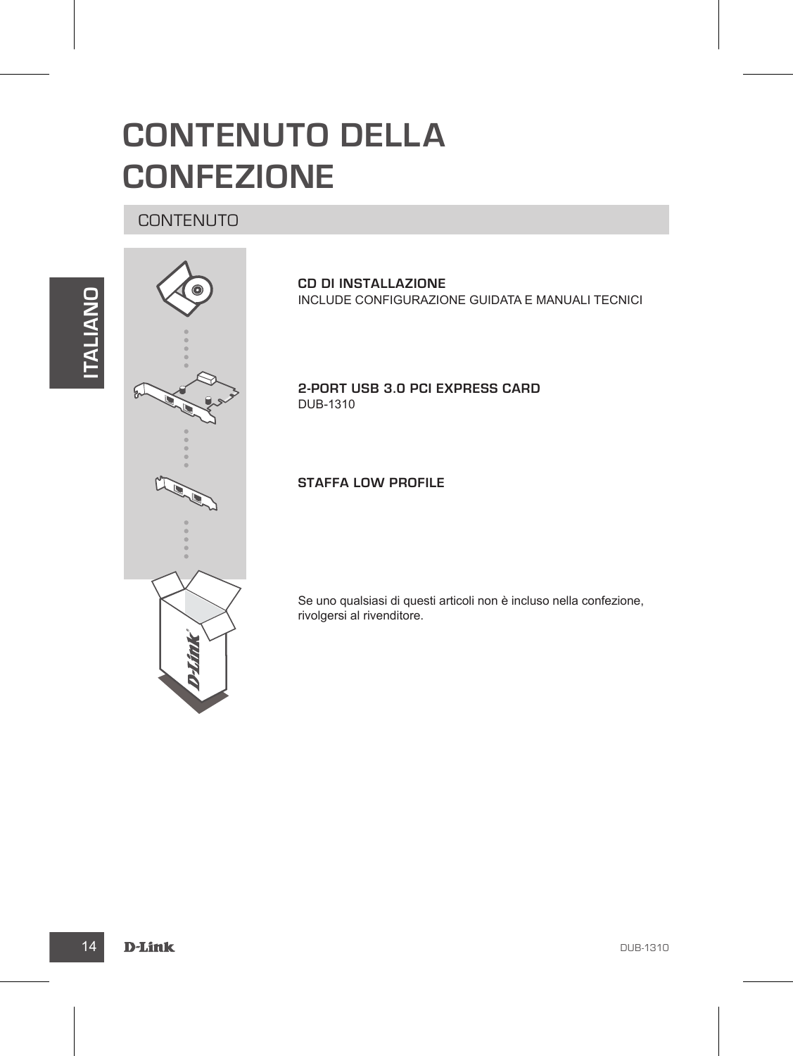# CONTENUTO DELLA CONFEZIONE

## CONTENUTO

**CD DI INSTALLAZIONE**
INCLUDE CONFIGURAZIONE GUIDATA E MANUALI TECNICI

**2-PORT USB 3.0 PCI EXPRESS CARD**
DUB-1310

**STAFFA LOW PROFILE**

Se uno qualsiasi di questi articoli non è incluso nella confezione, rivolgersi al rivenditore.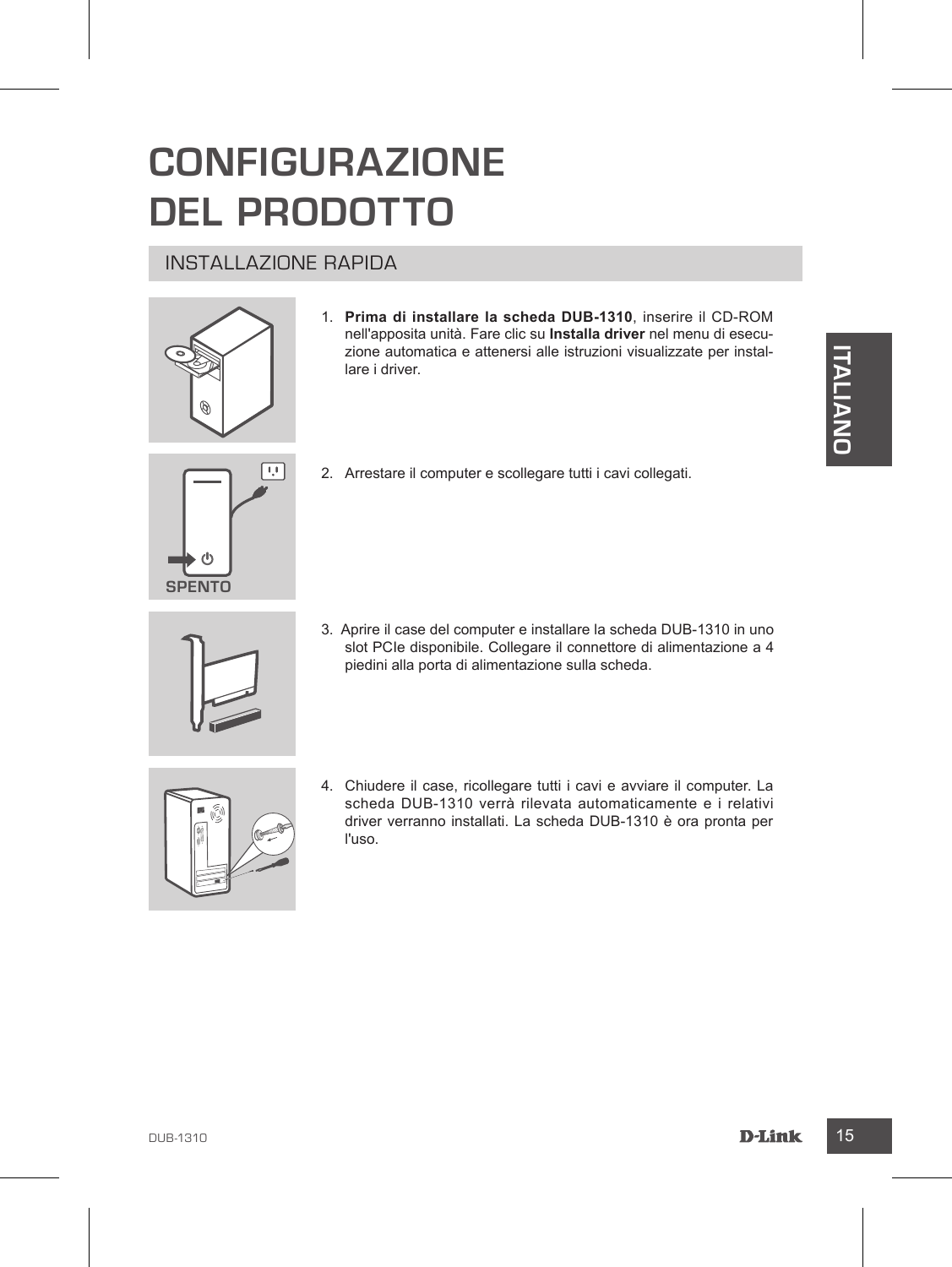# CONFIGURAZIONE DEL PRODOTTO

## INSTALLAZIONE RAPIDA

1. **Prima di installare la scheda DUB-1310**, inserire il CD-ROM nell'apposita unità. Fare clic su **Installa driver** nel menu di esecuzione automatica e attenersi alle istruzioni visualizzate per installare i driver.

2. Arrestare il computer e scollegare tutti i cavi collegati.

SPENTO

3. Aprire il case del computer e installare la scheda DUB-1310 in uno slot PCIe disponibile. Collegare il connettore di alimentazione a 4 piedini alla porta di alimentazione sulla scheda.

4. Chiudere il case, ricollegare tutti i cavi e avviare il computer. La scheda DUB-1310 verrà rilevata automaticamente e i relativi driver verranno installati. La scheda DUB-1310 è ora pronta per l'uso.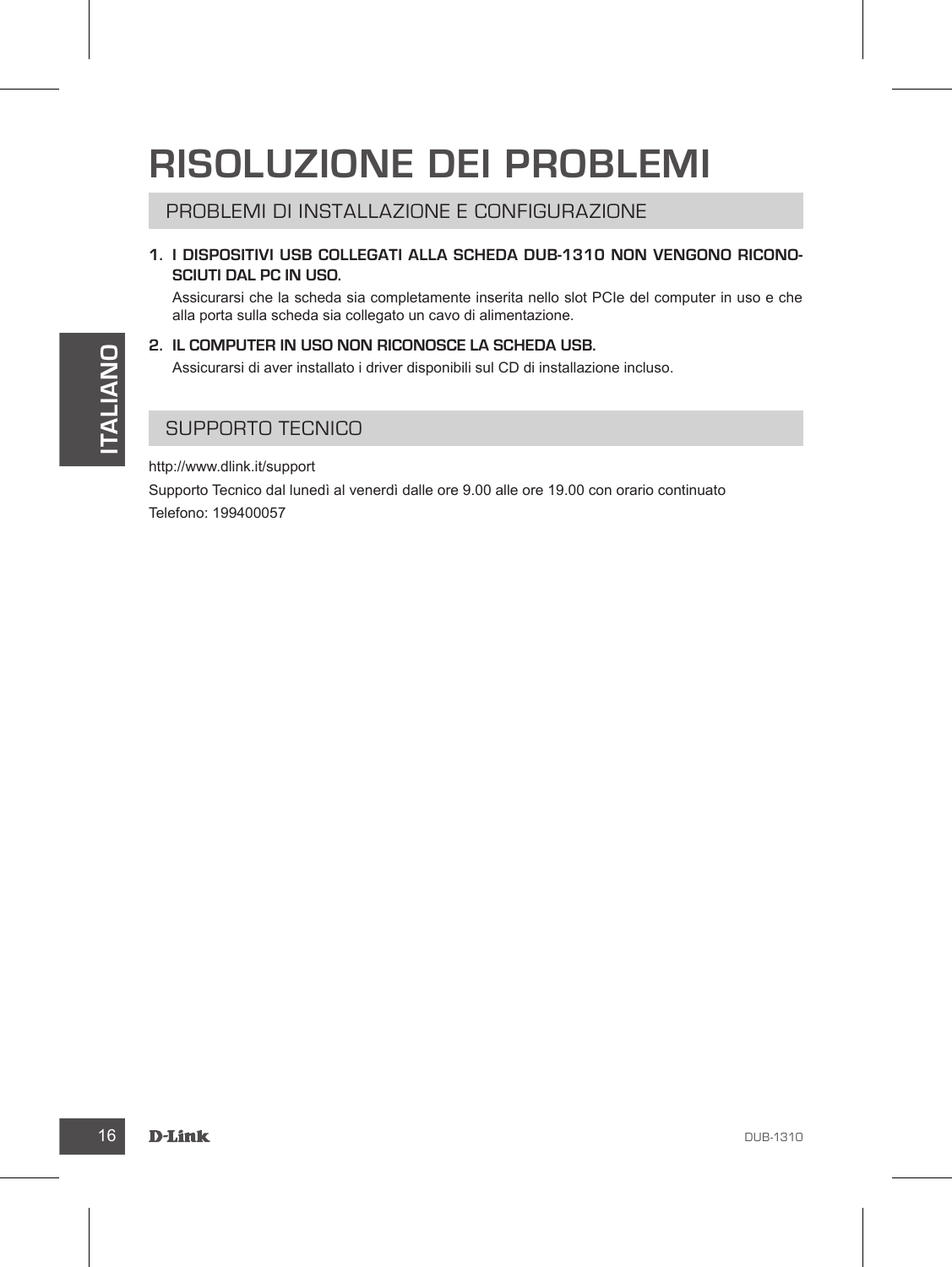# RISOLUZIONE DEI PROBLEMI

## PROBLEMI DI INSTALLAZIONE E CONFIGURAZIONE

1. **I DISPOSITIVI USB COLLEGATI ALLA SCHEDA DUB-1310 NON VENGONO RICONOSCIUTI DAL PC IN USO.**

   Assicurarsi che la scheda sia completamente inserita nello slot PCIe del computer in uso e che alla porta sulla scheda sia collegato un cavo di alimentazione.

2. **IL COMPUTER IN USO NON RICONOSCE LA SCHEDA USB.**

   Assicurarsi di aver installato i driver disponibili sul CD di installazione incluso.

## SUPPORTO TECNICO

http://www.dlink.it/support

Supporto Tecnico dal lunedì al venerdì dalle ore 9.00 alle ore 19.00 con orario continuato

Telefono: 199400057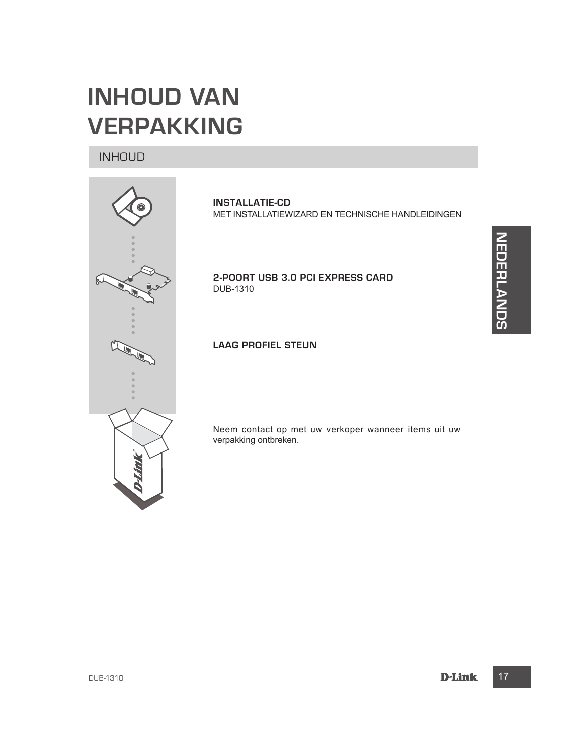# INHOUD VAN VERPAKKING

## INHOUD

**INSTALLATIE-CD**
MET INSTALLATIEWIZARD EN TECHNISCHE HANDLEIDINGEN

**2-POORT USB 3.0 PCI EXPRESS CARD**
DUB-1310

**LAAG PROFIEL STEUN**

Neem contact op met uw verkoper wanneer items uit uw verpakking ontbreken.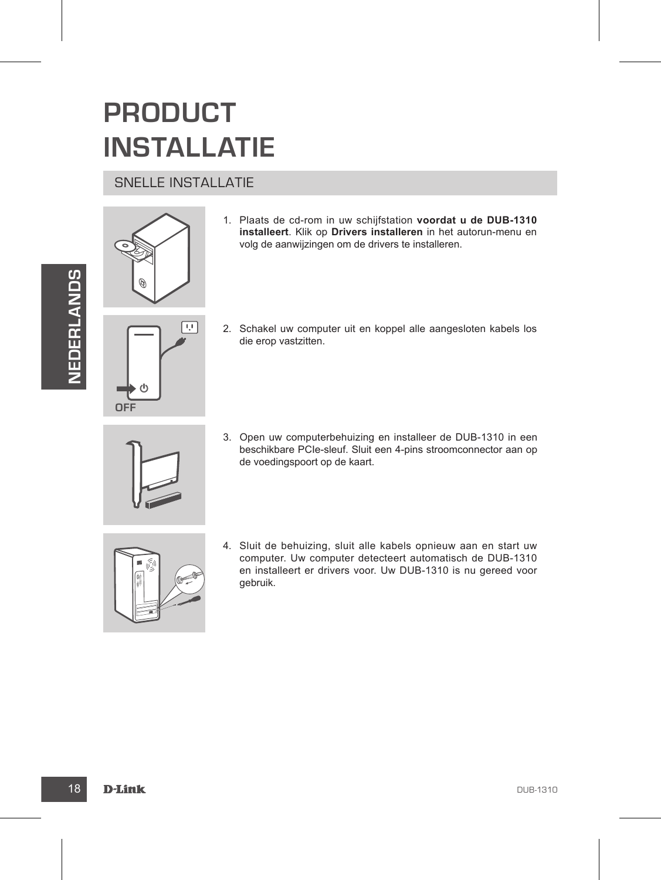# PRODUCT INSTALLATIE

## SNELLE INSTALLATIE

1. Plaats de cd-rom in uw schijfstation **voordat u de DUB-1310 installeert**. Klik op **Drivers installeren** in het autorun-menu en volg de aanwijzingen om de drivers te installeren.

2. Schakel uw computer uit en koppel alle aangesloten kabels los die erop vastzitten.

3. Open uw computerbehuizing en installeer de DUB-1310 in een beschikbare PCIe-sleuf. Sluit een 4-pins stroomconnector aan op de voedingspoort op de kaart.

4. Sluit de behuizing, sluit alle kabels opnieuw aan en start uw computer. Uw computer detecteert automatisch de DUB-1310 en installeert er drivers voor. Uw DUB-1310 is nu gereed voor gebruik.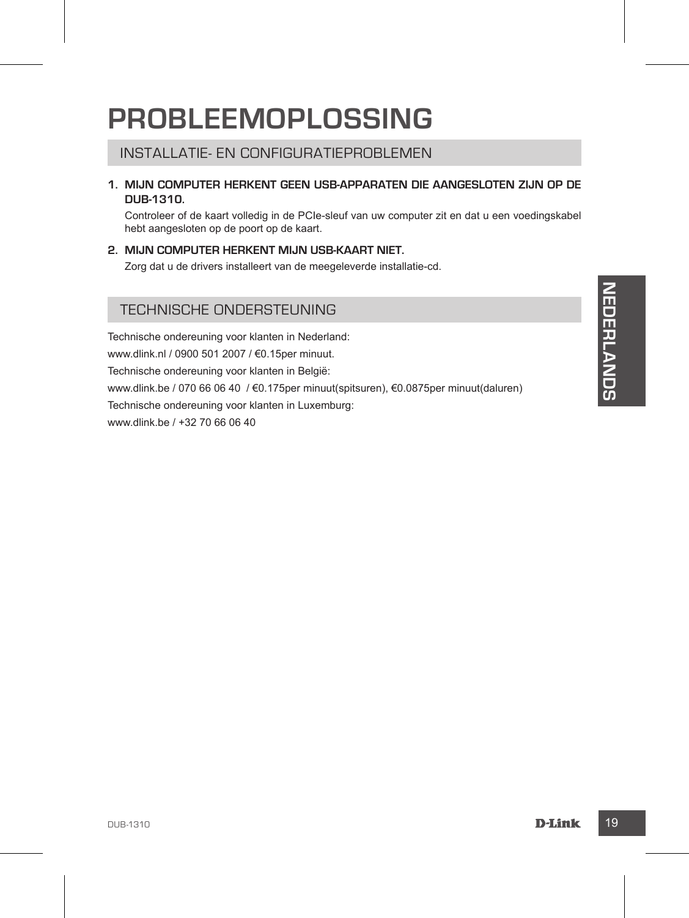# PROBLEEMOPLOSSING

## INSTALLATIE- EN CONFIGURATIEPROBLEMEN

1. **MIJN COMPUTER HERKENT GEEN USB-APPARATEN DIE AANGESLOTEN ZIJN OP DE DUB-1310.**

   Controleer of de kaart volledig in de PCIe-sleuf van uw computer zit en dat u een voedingskabel hebt aangesloten op de poort op de kaart.

2. **MIJN COMPUTER HERKENT MIJN USB-KAART NIET.**

   Zorg dat u de drivers installeert van de meegeleverde installatie-cd.

## TECHNISCHE ONDERSTEUNING

Technische ondereuning voor klanten in Nederland:

www.dlink.nl / 0900 501 2007 / €0.15per minuut.

Technische ondereuning voor klanten in België:

www.dlink.be / 070 66 06 40 / €0.175per minuut(spitsuren), €0.0875per minuut(daluren)

Technische ondereuning voor klanten in Luxemburg:

www.dlink.be / +32 70 66 06 40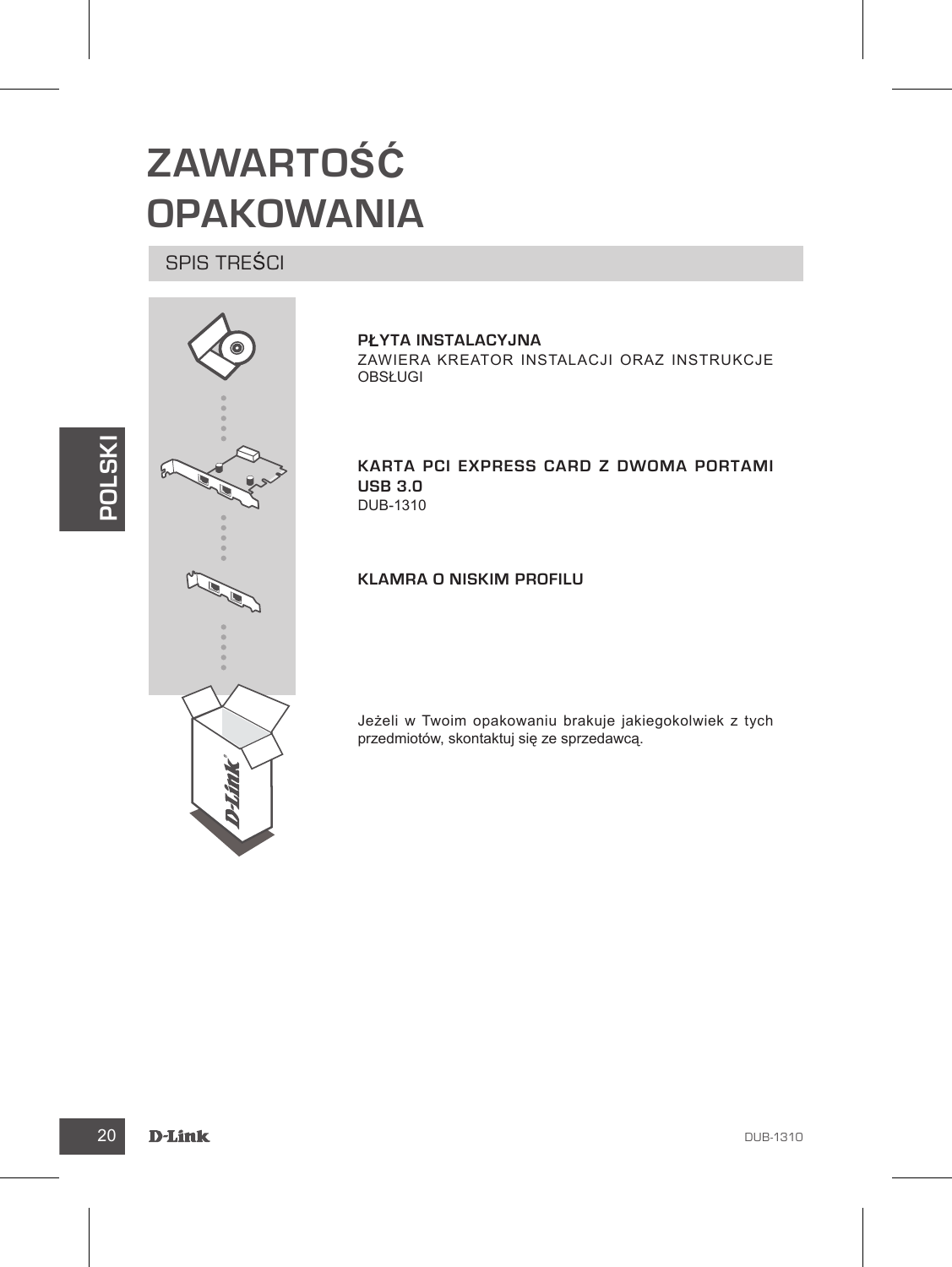# ZAWARTOŚĆ OPAKOWANIA

## SPIS TREŚCI

**PŁYTA INSTALACYJNA**
ZAWIERA KREATOR INSTALACJI ORAZ INSTRUKCJE OBSŁUGI

**KARTA PCI EXPRESS CARD Z DWOMA PORTAMI USB 3.0**
DUB-1310

**KLAMRA O NISKIM PROFILU**

Jeżeli w Twoim opakowaniu brakuje jakiegokolwiek z tych przedmiotów, skontaktuj się ze sprzedawcą.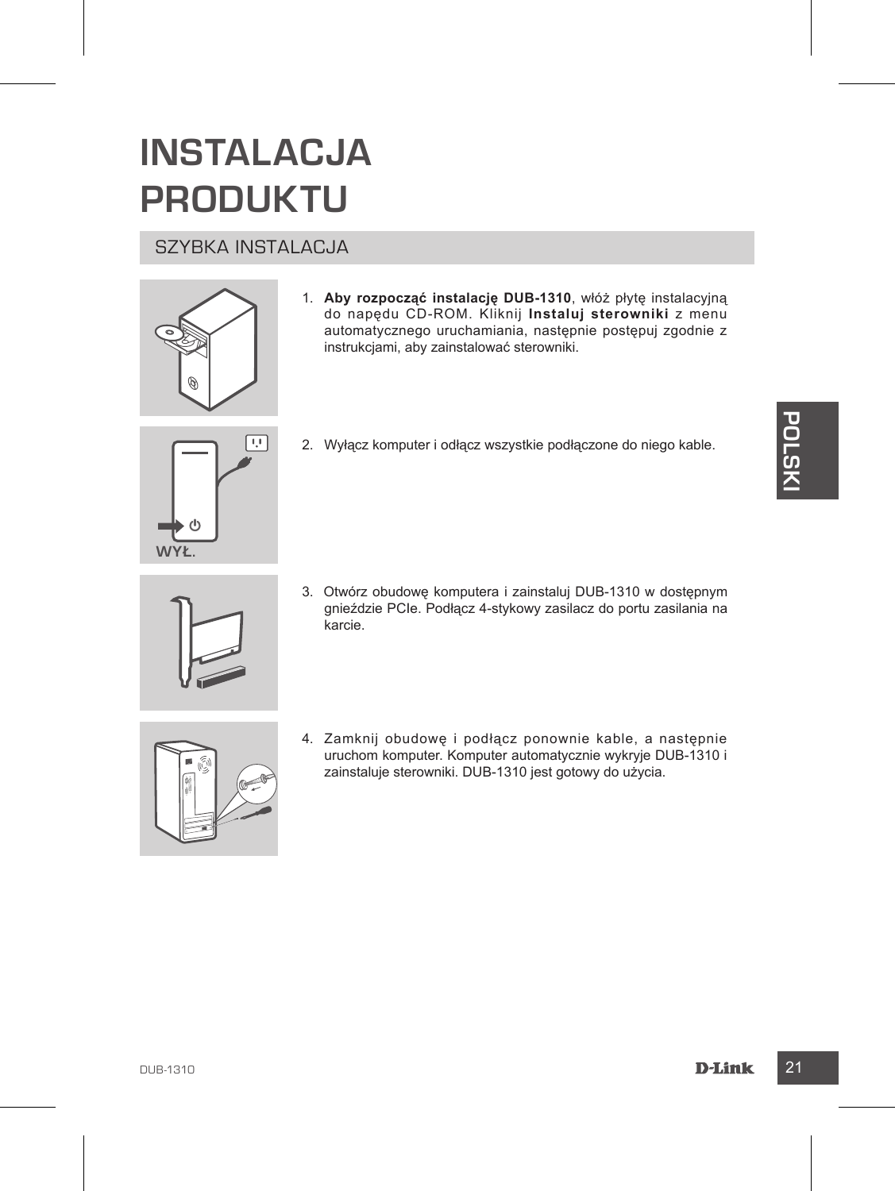# INSTALACJA PRODUKTU

## SZYBKA INSTALACJA

1. **Aby rozpocząć instalację DUB-1310**, włóż płytę instalacyjną do napędu CD-ROM. Kliknij **Instaluj sterowniki** z menu automatycznego uruchamiania, następnie postępuj zgodnie z instrukcjami, aby zainstalować sterowniki.

2. Wyłącz komputer i odłącz wszystkie podłączone do niego kable.

WYŁ.

3. Otwórz obudowę komputera i zainstaluj DUB-1310 w dostępnym gnieździe PCIe. Podłącz 4-stykowy zasilacz do portu zasilania na karcie.

4. Zamknij obudowę i podłącz ponownie kable, a następnie uruchom komputer. Komputer automatycznie wykryje DUB-1310 i zainstaluje sterowniki. DUB-1310 jest gotowy do użycia.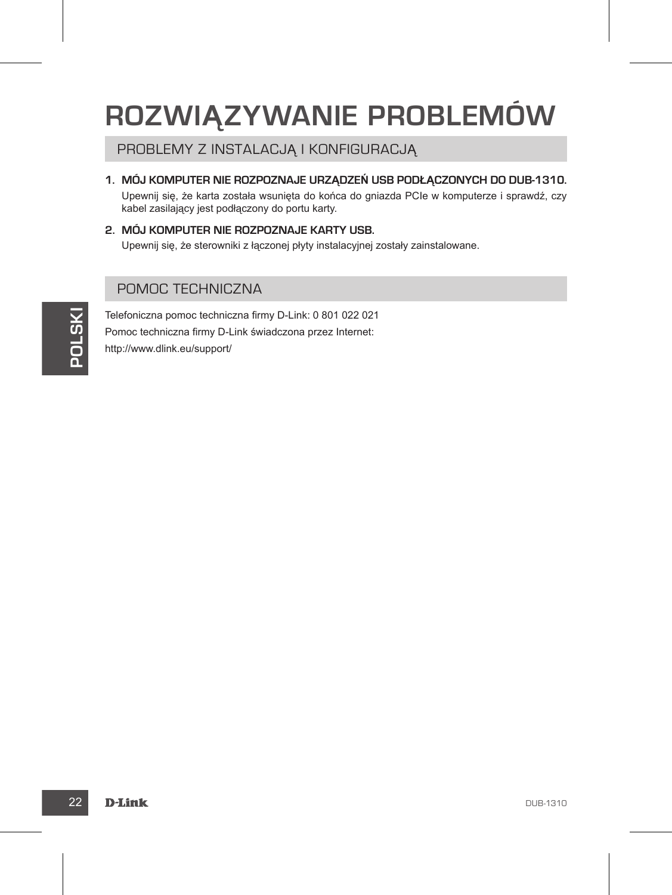# ROZWIĄZYWANIE PROBLEMÓW

## PROBLEMY Z INSTALACJĄ I KONFIGURACJĄ

1. **MÓJ KOMPUTER NIE ROZPOZNAJE URZĄDZEŃ USB PODŁĄCZONYCH DO DUB-1310.**
   Upewnij się, że karta została wsunięta do końca do gniazda PCIe w komputerze i sprawdź, czy kabel zasilający jest podłączony do portu karty.

2. **MÓJ KOMPUTER NIE ROZPOZNAJE KARTY USB.**
   Upewnij się, że sterowniki z łączonej płyty instalacyjnej zostały zainstalowane.

## POMOC TECHNICZNA

Telefoniczna pomoc techniczna firmy D-Link: 0 801 022 021

Pomoc techniczna firmy D-Link świadczona przez Internet:

http://www.dlink.eu/support/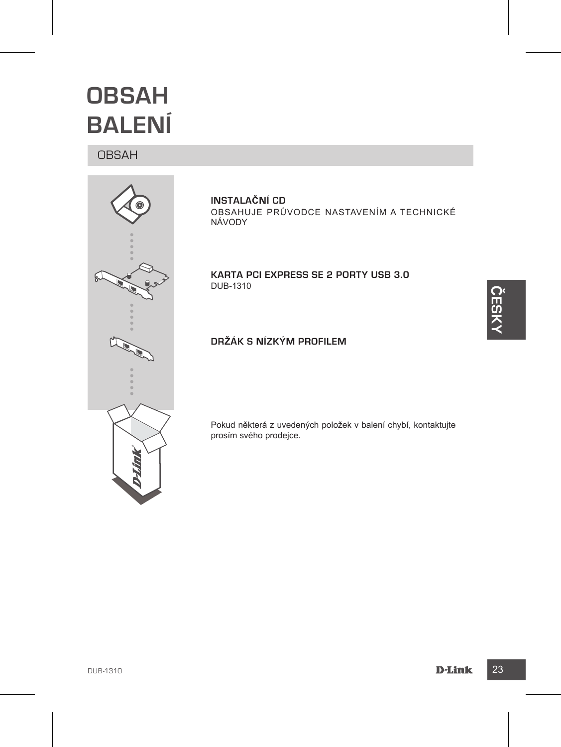# OBSAH BALENÍ

## OBSAH

**INSTALAČNÍ CD**
OBSAHUJE PRŮVODCE NASTAVENÍM A TECHNICKÉ NÁVODY

**KARTA PCI EXPRESS SE 2 PORTY USB 3.0**
DUB-1310

**DRŽÁK S NÍZKÝM PROFILEM**

Pokud některá z uvedených položek v balení chybí, kontaktujte prosím svého prodejce.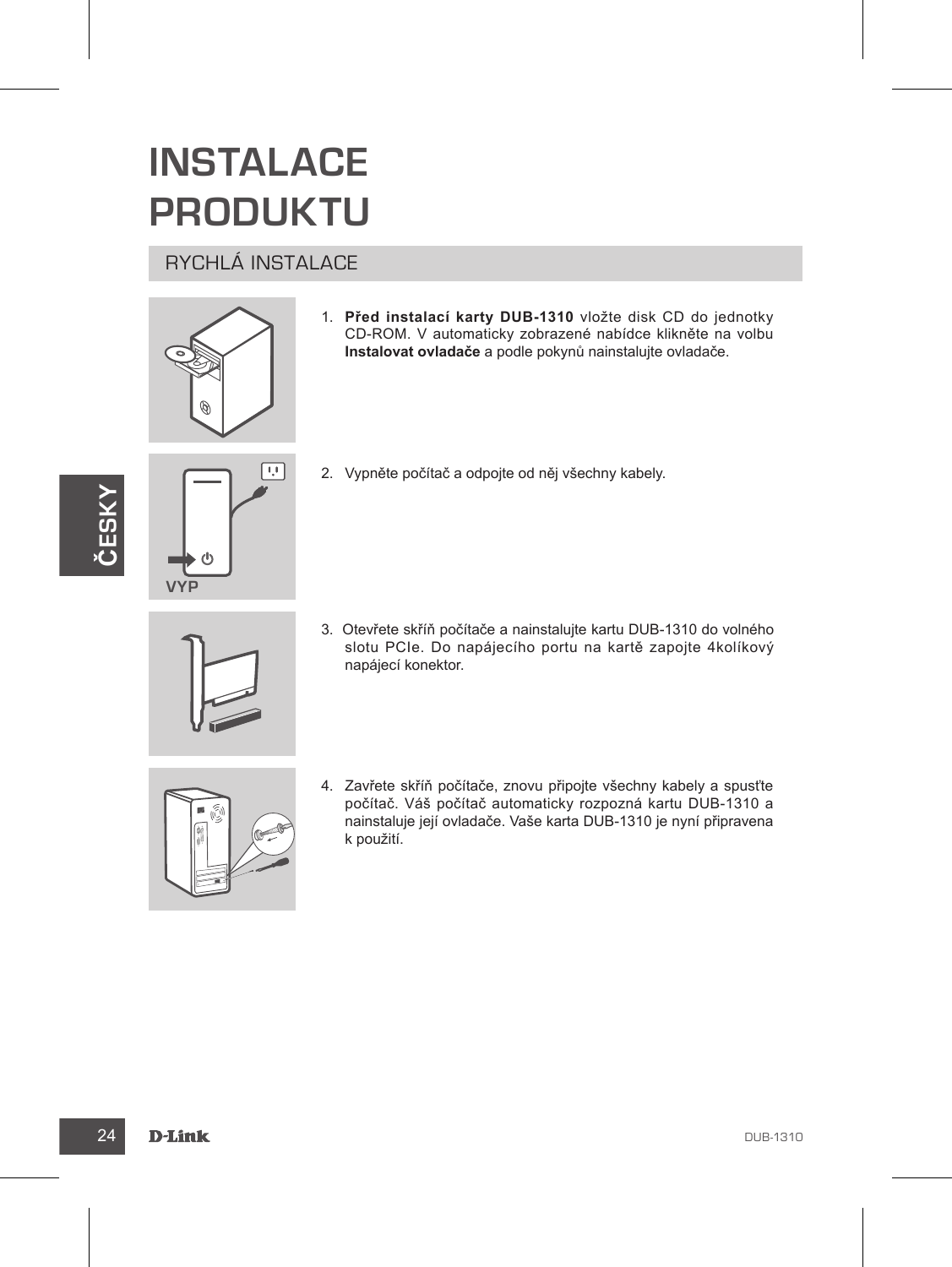# INSTALACE PRODUKTU

## RYCHLÁ INSTALACE

1. **Před instalací karty DUB-1310** vložte disk CD do jednotky CD-ROM. V automaticky zobrazené nabídce klikněte na volbu **Instalovat ovladače** a podle pokynů nainstalujte ovladače.

2. Vypněte počítač a odpojte od něj všechny kabely.

VYP

3. Otevřete skříň počítače a nainstalujte kartu DUB-1310 do volného slotu PCIe. Do napájecího portu na kartě zapojte 4kolíkový napájecí konektor.

4. Zavřete skříň počítače, znovu připojte všechny kabely a spusťte počítač. Váš počítač automaticky rozpozná kartu DUB-1310 a nainstaluje její ovladače. Vaše karta DUB-1310 je nyní připravena k použití.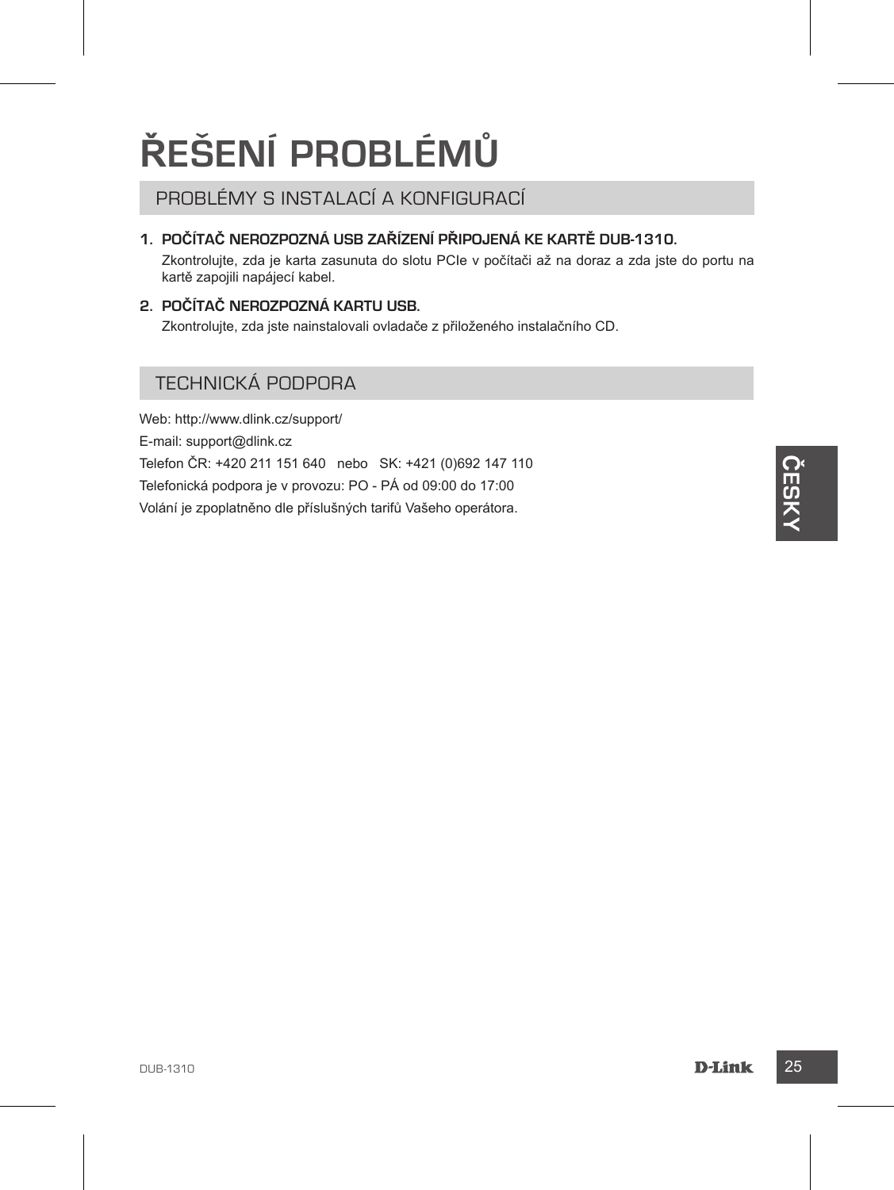# ŘEŠENÍ PROBLÉMŮ

## PROBLÉMY S INSTALACÍ A KONFIGURACÍ

1. **POČÍTAČ NEROZPOZNÁ USB ZAŘÍZENÍ PŘIPOJENÁ KE KARTĚ DUB-1310.**
   Zkontrolujte, zda je karta zasunuta do slotu PCIe v počítači až na doraz a zda jste do portu na kartě zapojili napájecí kabel.

2. **POČÍTAČ NEROZPOZNÁ KARTU USB.**
   Zkontrolujte, zda jste nainstalovali ovladače z přiloženého instalačního CD.

## TECHNICKÁ PODPORA

Web: http://www.dlink.cz/support/

E-mail: support@dlink.cz

Telefon ČR: +420 211 151 640 nebo SK: +421 (0)692 147 110

Telefonická podpora je v provozu: PO - PÁ od 09:00 do 17:00

Volání je zpoplatněno dle příslušných tarifů Vašeho operátora.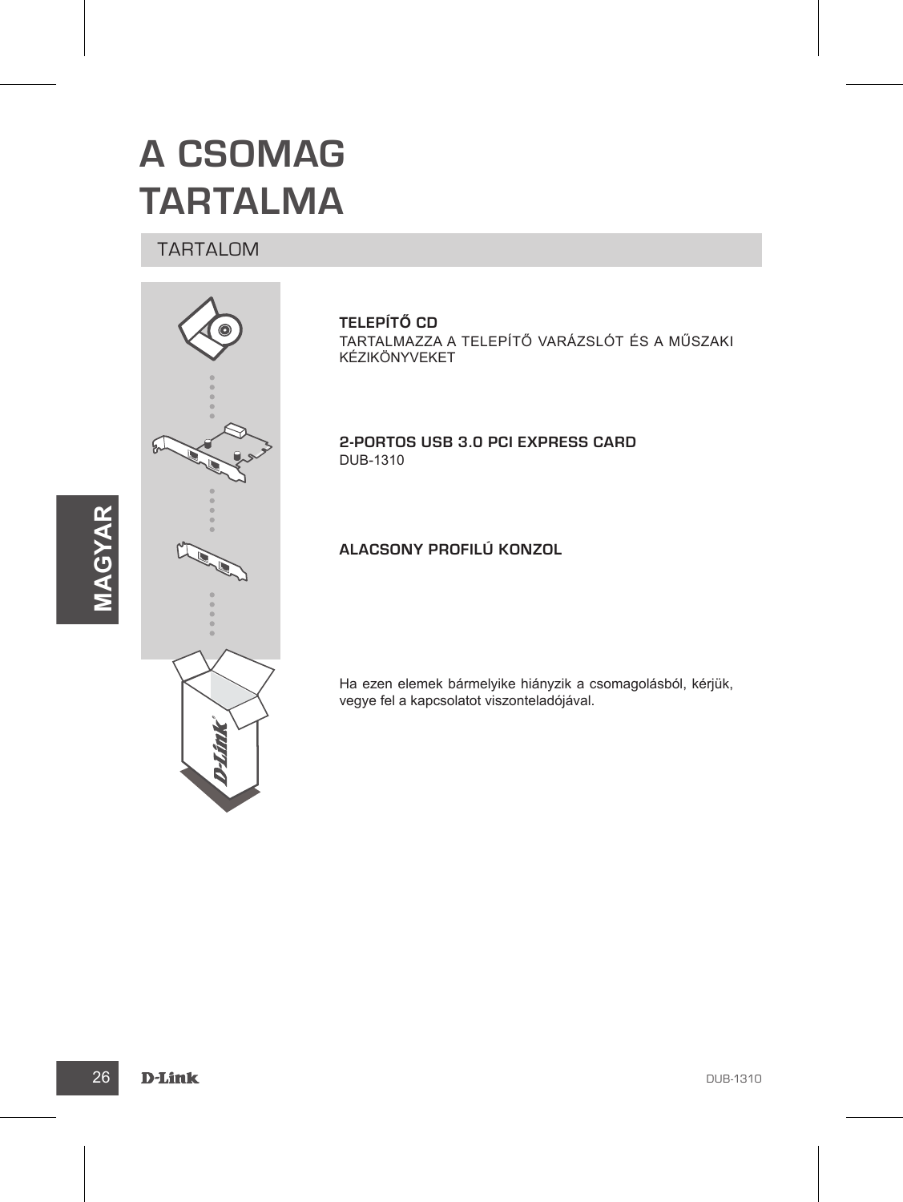# A CSOMAG TARTALMA

## TARTALOM

**TELEPÍTŐ CD**
TARTALMAZZA A TELEPÍTŐ VARÁZSLÓT ÉS A MŰSZAKI KÉZIKÖNYVEKET

**2-PORTOS USB 3.0 PCI EXPRESS CARD**
DUB-1310

**ALACSONY PROFILÚ KONZOL**

Ha ezen elemek bármelyike hiányzik a csomagolásból, kérjük, vegye fel a kapcsolatot viszonteladójával.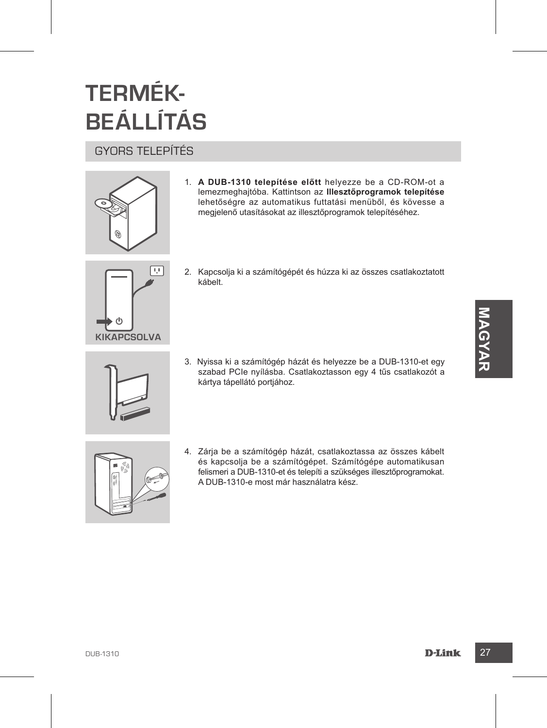# TERMÉK-BEÁLLÍTÁS

## GYORS TELEPÍTÉS

1. **A DUB-1310 telepítése előtt** helyezze be a CD-ROM-ot a lemezmeghajtóba. Kattintson az **Illesztőprogramok telepítése** lehetőségre az automatikus futtatási menüből, és kövesse a megjelenő utasításokat az illesztőprogramok telepítéséhez.

KIKAPCSOLVA

2. Kapcsolja ki a számítógépét és húzza ki az összes csatlakoztatott kábelt.

3. Nyissa ki a számítógép házát és helyezze be a DUB-1310-et egy szabad PCIe nyílásba. Csatlakoztasson egy 4 tűs csatlakozót a kártya tápellátó portjához.

4. Zárja be a számítógép házát, csatlakoztassa az összes kábelt és kapcsolja be a számítógépet. Számítógépe automatikusan felismeri a DUB-1310-et és telepíti a szükséges illesztőprogramokat. A DUB-1310-e most már használatra kész.

MAGYAR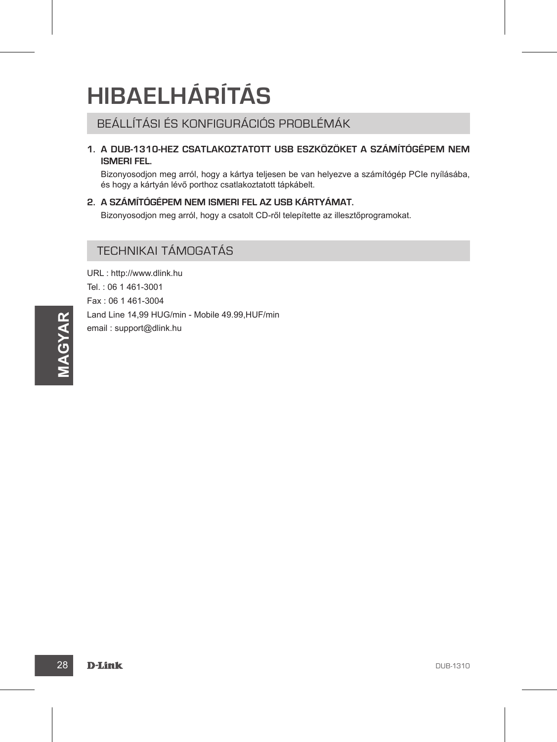# HIBAELHÁRÍTÁS

## BEÁLLÍTÁSI ÉS KONFIGURÁCIÓS PROBLÉMÁK

1. **A DUB-1310-HEZ CSATLAKOZTATOTT USB ESZKÖZÖKET A SZÁMÍTÓGÉPEM NEM ISMERI FEL.**

   Bizonyosodjon meg arról, hogy a kártya teljesen be van helyezve a számítógép PCIe nyílásába, és hogy a kártyán lévő porthoz csatlakoztatott tápkábelt.

2. **A SZÁMÍTÓGÉPEM NEM ISMERI FEL AZ USB KÁRTYÁMAT.**

   Bizonyosodjon meg arról, hogy a csatolt CD-ről telepítette az illesztőprogramokat.

## TECHNIKAI TÁMOGATÁS

URL : http://www.dlink.hu

Tel. : 06 1 461-3001

Fax : 06 1 461-3004

Land Line 14,99 HUG/min - Mobile 49.99,HUF/min

email : support@dlink.hu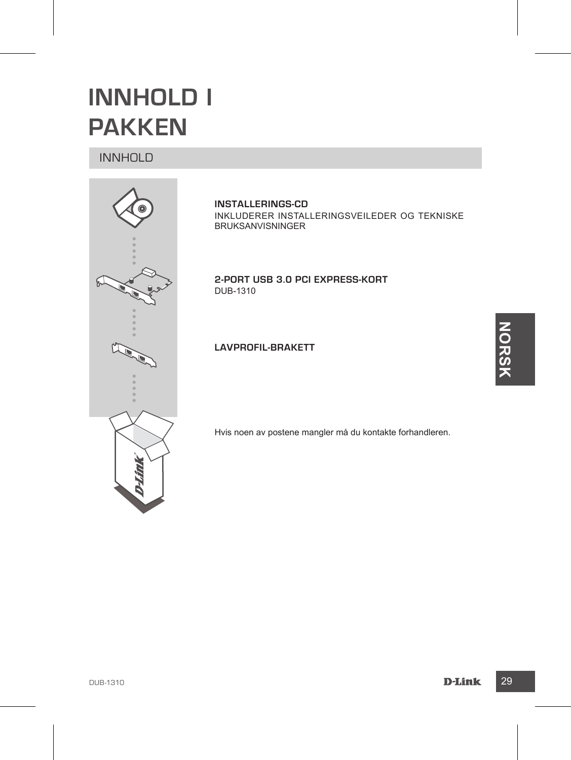# INNHOLD I PAKKEN

## INNHOLD

**INSTALLERINGS-CD**
INKLUDERER INSTALLERINGSVEILEDER OG TEKNISKE BRUKSANVISNINGER

**2-PORT USB 3.0 PCI EXPRESS-KORT**
DUB-1310

**LAVPROFIL-BRAKETT**

Hvis noen av postene mangler må du kontakte forhandleren.

NORSK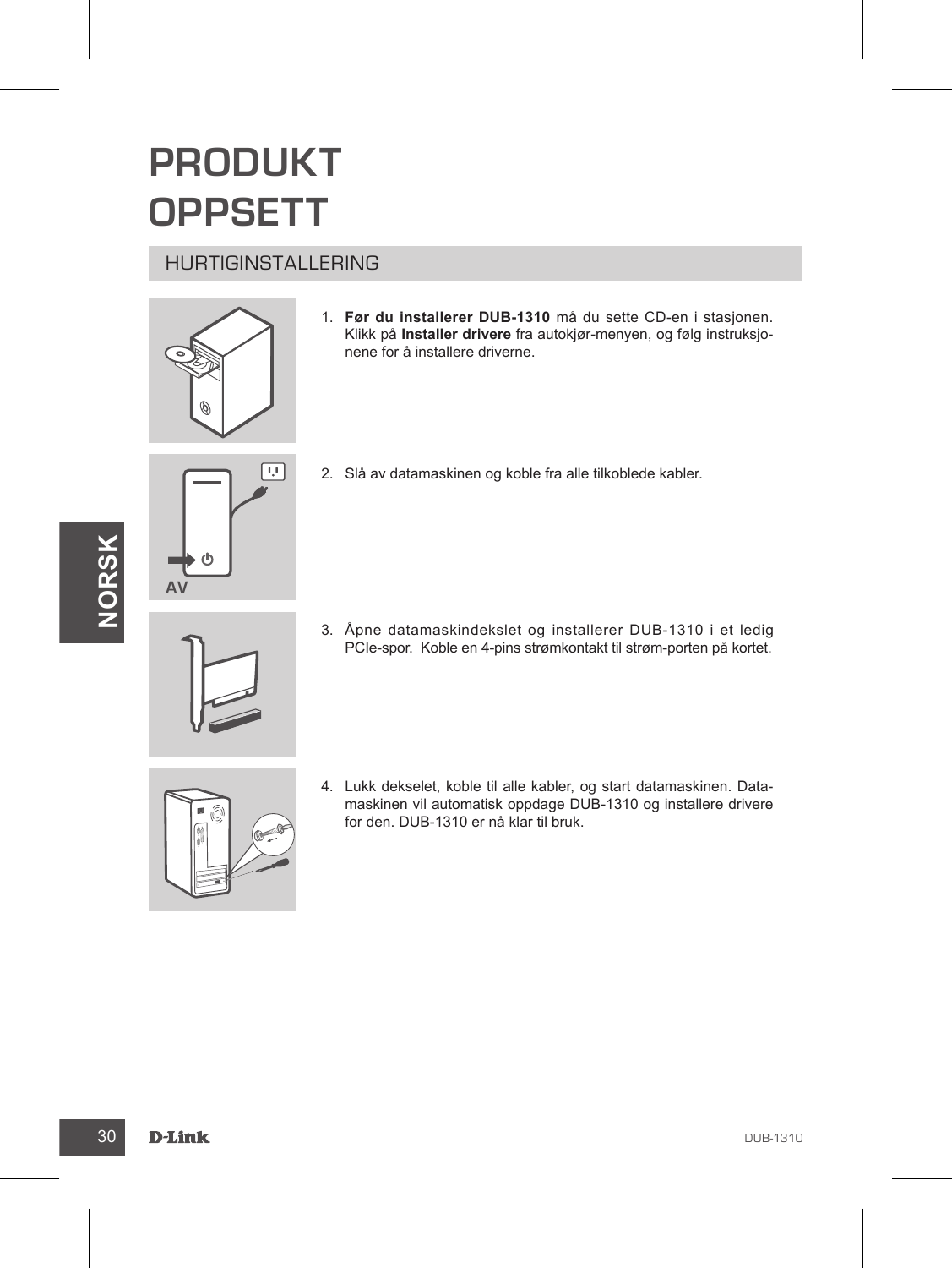# PRODUKT OPPSETT

## HURTIGINSTALLERING

1. **Før du installerer DUB-1310** må du sette CD-en i stasjonen. Klikk på **Installer drivere** fra autokjør-menyen, og følg instruksjonene for å installere driverne.

2. Slå av datamaskinen og koble fra alle tilkoblede kabler.

AV

3. Åpne datamaskindekslet og installerer DUB-1310 i et ledig PCIe-spor. Koble en 4-pins strømkontakt til strøm-porten på kortet.

4. Lukk dekselet, koble til alle kabler, og start datamaskinen. Datamaskinen vil automatisk oppdage DUB-1310 og installere drivere for den. DUB-1310 er nå klar til bruk.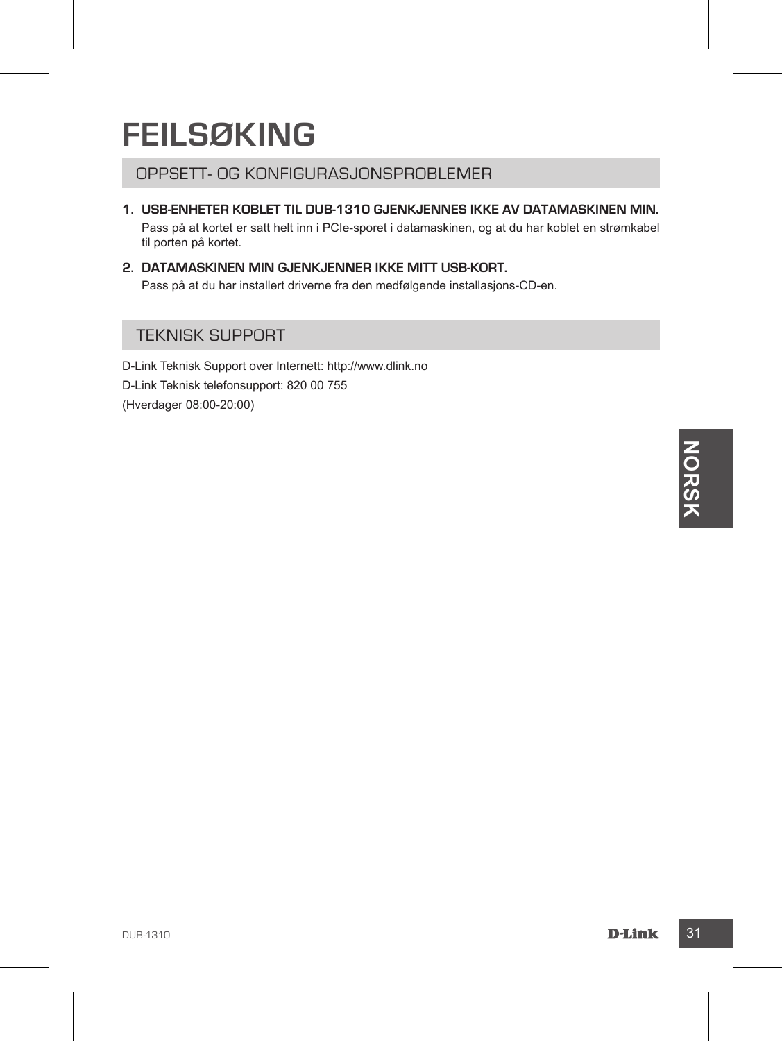# FEILSØKING

## OPPSETT- OG KONFIGURASJONSPROBLEMER

1. **USB-ENHETER KOBLET TIL DUB-1310 GJENKJENNES IKKE AV DATAMASKINEN MIN.**
   Pass på at kortet er satt helt inn i PCIe-sporet i datamaskinen, og at du har koblet en strømkabel til porten på kortet.

2. **DATAMASKINEN MIN GJENKJENNER IKKE MITT USB-KORT.**
   Pass på at du har installert driverne fra den medfølgende installasjons-CD-en.

## TEKNISK SUPPORT

D-Link Teknisk Support over Internett: http://www.dlink.no

D-Link Teknisk telefonsupport: 820 00 755

(Hverdager 08:00-20:00)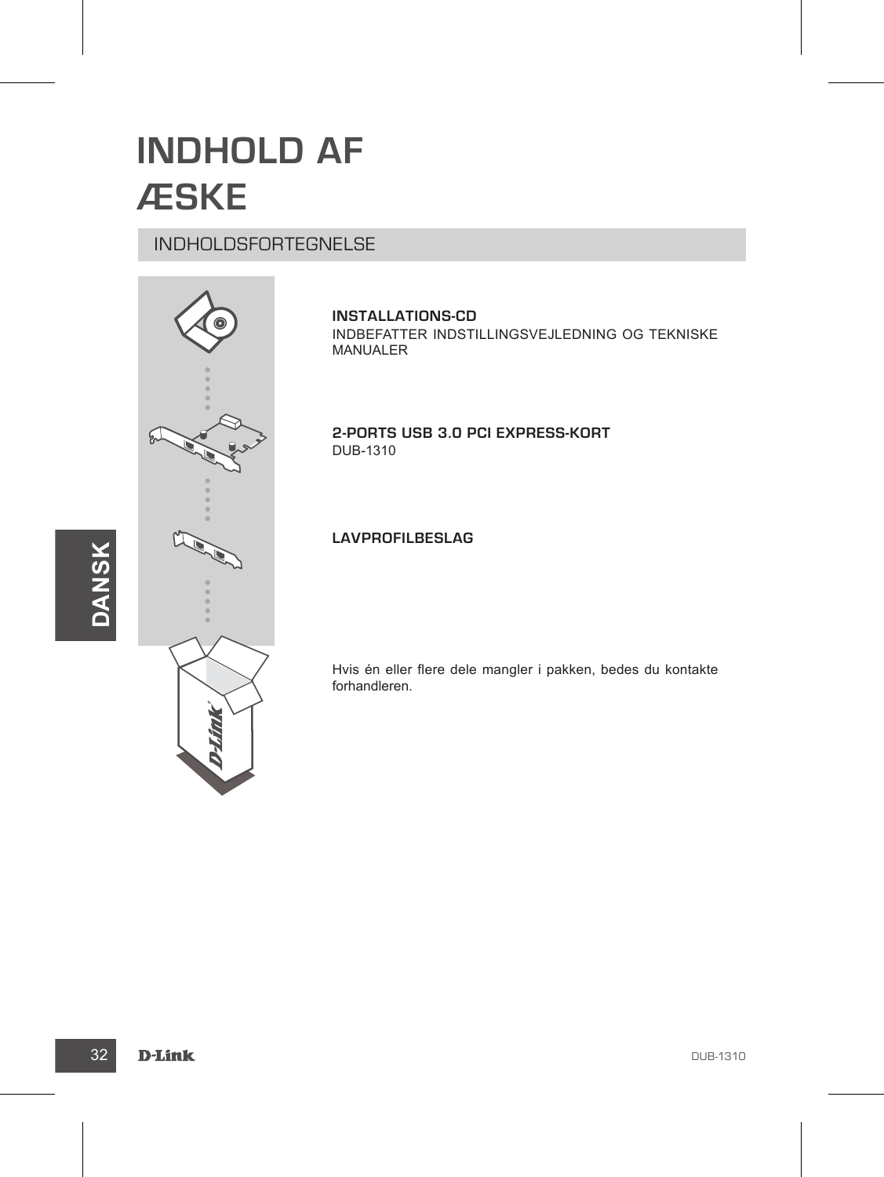# INDHOLD AF ÆSKE

## INDHOLDSFORTEGNELSE

**INSTALLATIONS-CD**
INDBEFATTER INDSTILLINGSVEJLEDNING OG TEKNISKE MANUALER

**2-PORTS USB 3.0 PCI EXPRESS-KORT**
DUB-1310

**LAVPROFILBESLAG**

Hvis én eller flere dele mangler i pakken, bedes du kontakte forhandleren.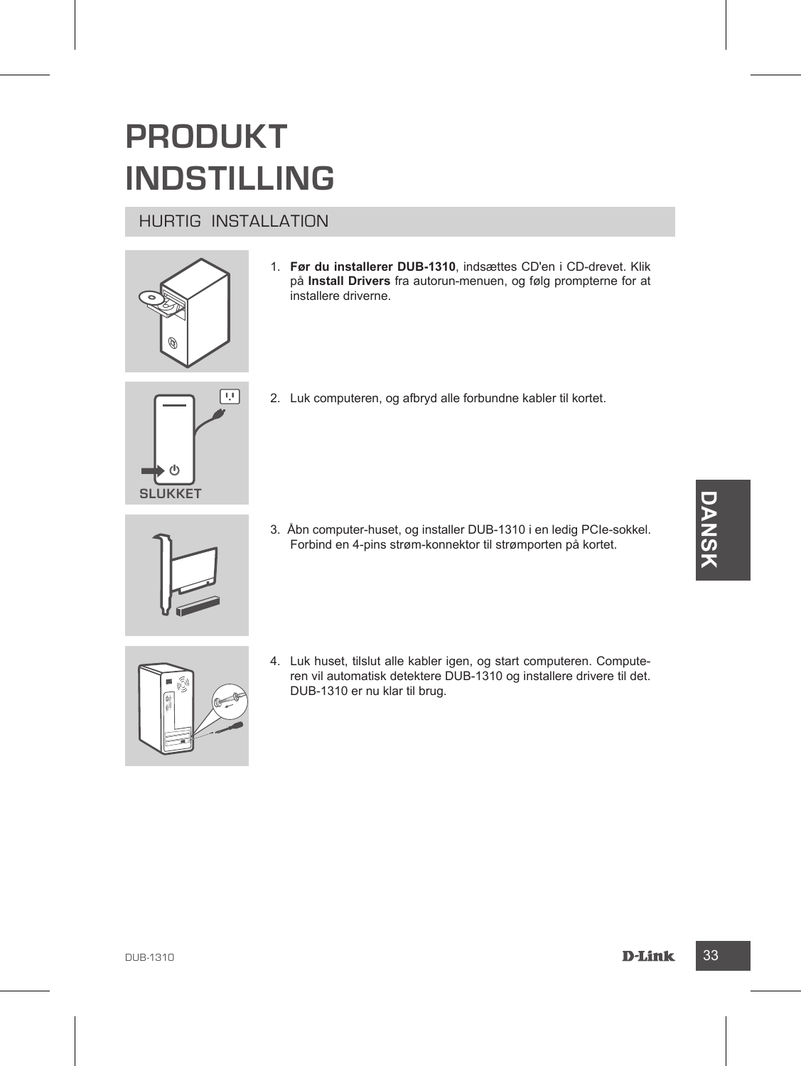# PRODUKT INDSTILLING

## HURTIG INSTALLATION

1. **Før du installerer DUB-1310**, indsættes CD'en i CD-drevet. Klik på **Install Drivers** fra autorun-menuen, og følg prompterne for at installere driverne.

SLUKKET

2. Luk computeren, og afbryd alle forbundne kabler til kortet.

3. Åbn computer-huset, og installer DUB-1310 i en ledig PCIe-sokkel. Forbind en 4-pins strøm-konnektor til strømporten på kortet.

4. Luk huset, tilslut alle kabler igen, og start computeren. Computeren vil automatisk detektere DUB-1310 og installere drivere til det. DUB-1310 er nu klar til brug.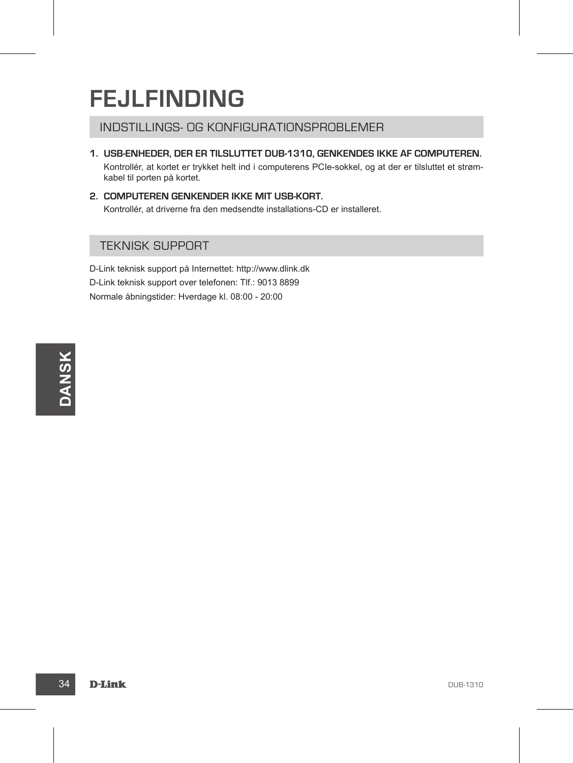# FEJLFINDING

## INDSTILLINGS- OG KONFIGURATIONSPROBLEMER

1. **USB-ENHEDER, DER ER TILSLUTTET DUB-1310, GENKENDES IKKE AF COMPUTEREN.**
   Kontrollér, at kortet er trykket helt ind i computerens PCIe-sokkel, og at der er tilsluttet et strømkabel til porten på kortet.

2. **COMPUTEREN GENKENDER IKKE MIT USB-KORT.**
   Kontrollér, at driverne fra den medsendte installations-CD er installeret.

## TEKNISK SUPPORT

D-Link teknisk support på Internettet: http://www.dlink.dk

D-Link teknisk support over telefonen: Tlf.: 9013 8899

Normale åbningstider: Hverdage kl. 08:00 - 20:00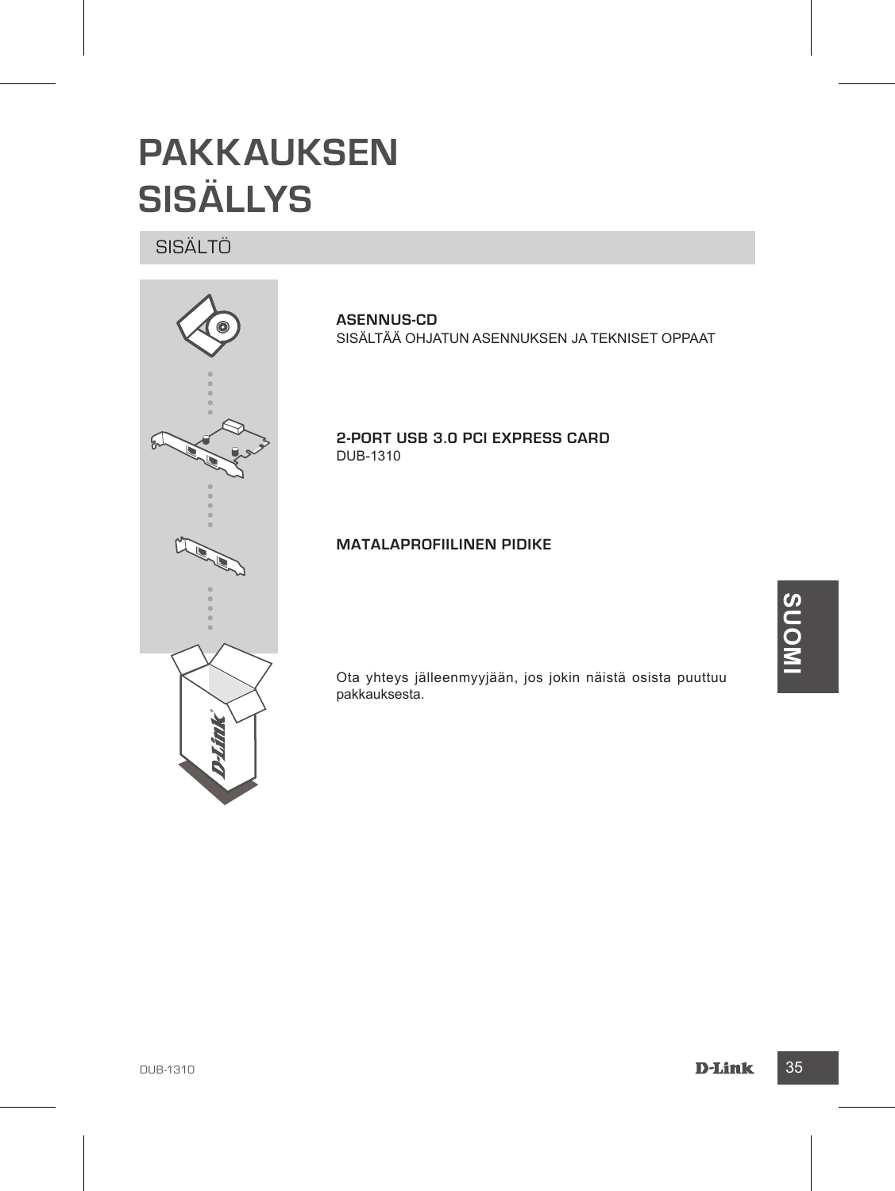# PAKKAUKSEN SISÄLLYS

## SISÄLTÖ

**ASENNUS-CD**
SISÄLTÄÄ OHJATUN ASENNUKSEN JA TEKNISET OPPAAT

**2-PORT USB 3.0 PCI EXPRESS CARD**
DUB-1310

**MATALAPROFIILINEN PIDIKE**

Ota yhteys jälleenmyyjään, jos jokin näistä osista puuttuu pakkauksesta.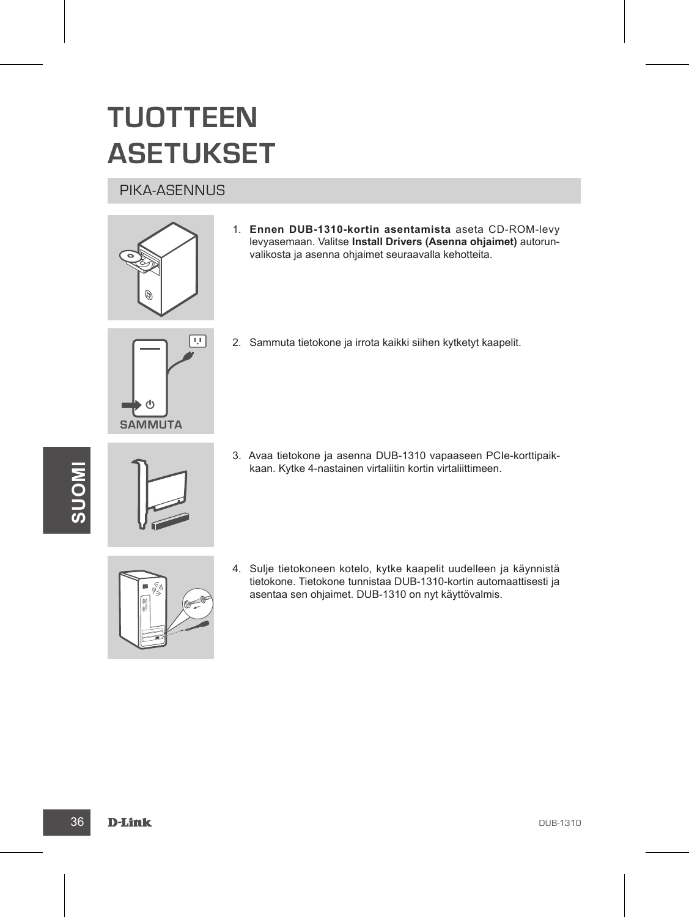# TUOTTEEN ASETUKSET

## PIKA-ASENNUS

1. **Ennen DUB-1310-kortin asentamista** aseta CD-ROM-levy levyasemaan. Valitse **Install Drivers (Asenna ohjaimet)** autorun-valikosta ja asenna ohjaimet seuraavalla kehotteita.

SAMMUTA

2. Sammuta tietokone ja irrota kaikki siihen kytketyt kaapelit.

3. Avaa tietokone ja asenna DUB-1310 vapaaseen PCIe-korttipaikkaan. Kytke 4-nastainen virtaliitin kortin virtaliittimeen.

4. Sulje tietokoneen kotelo, kytke kaapelit uudelleen ja käynnistä tietokone. Tietokone tunnistaa DUB-1310-kortin automaattisesti ja asentaa sen ohjaimet. DUB-1310 on nyt käyttövalmis.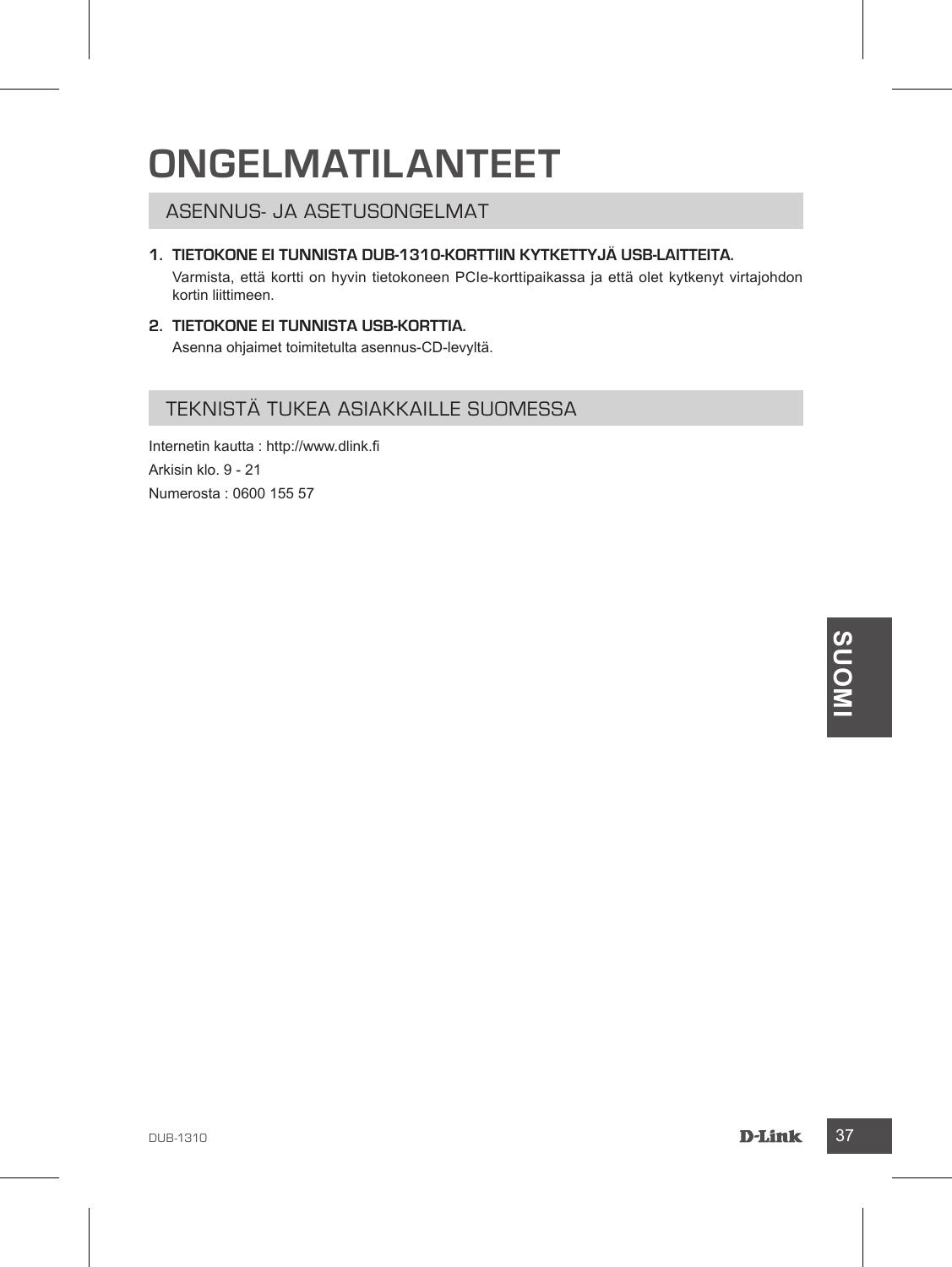# ONGELMATILANTEET

## ASENNUS- JA ASETUSONGELMAT

1. **TIETOKONE EI TUNNISTA DUB-1310-KORTTIIN KYTKETTYJÄ USB-LAITTEITA.**

   Varmista, että kortti on hyvin tietokoneen PCIe-korttipaikassa ja että olet kytkenyt virtajohdon kortin liittimeen.

2. **TIETOKONE EI TUNNISTA USB-KORTTIA.**

   Asenna ohjaimet toimitetulta asennus-CD-levyltä.

## TEKNISTÄ TUKEA ASIAKKAILLE SUOMESSA

Internetin kautta : http://www.dlink.fi

Arkisin klo. 9 - 21

Numerosta : 0600 155 57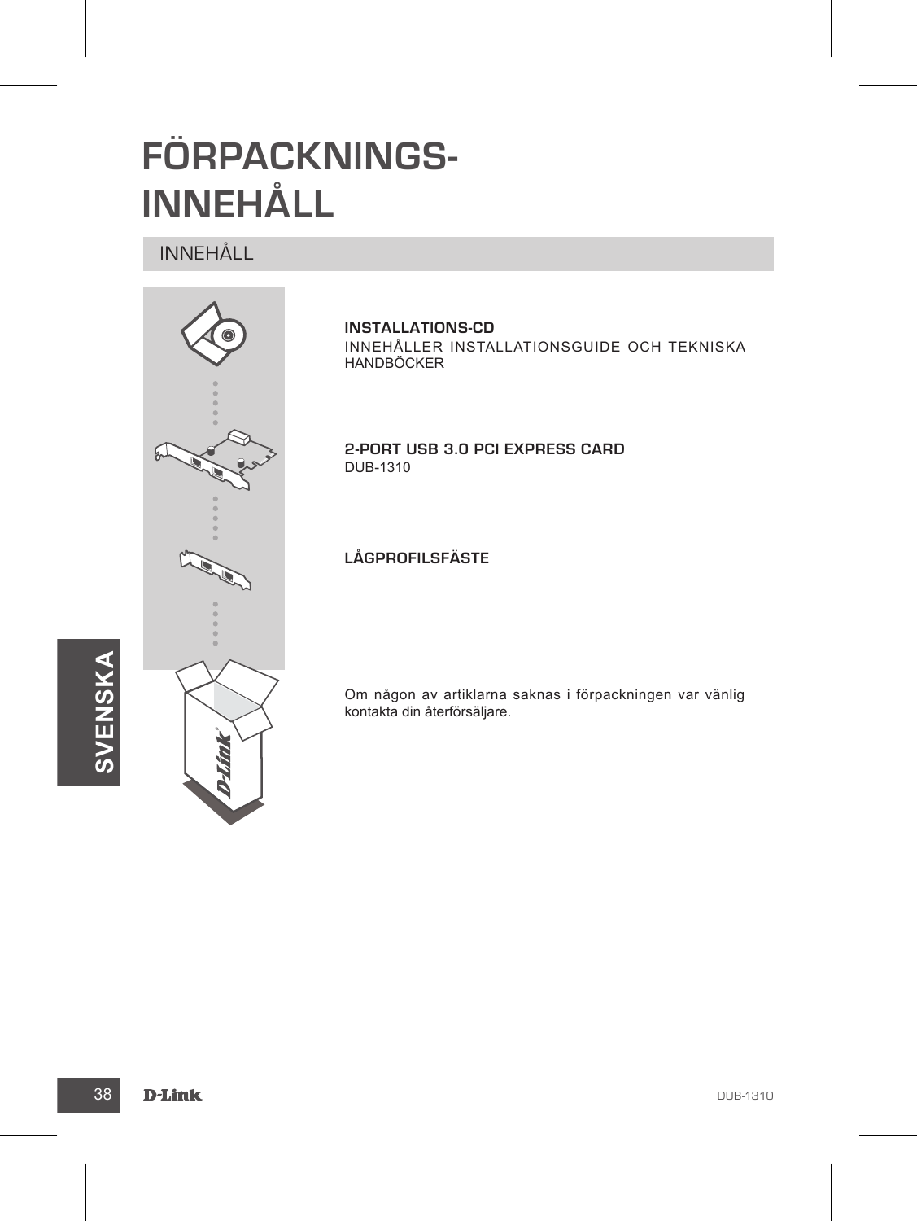# FÖRPACKNINGS-INNEHÅLL

## INNEHÅLL

**INSTALLATIONS-CD**
INNEHÅLLER INSTALLATIONSGUIDE OCH TEKNISKA HANDBÖCKER

**2-PORT USB 3.0 PCI EXPRESS CARD**
DUB-1310

**LÅGPROFILSFÄSTE**

Om någon av artiklarna saknas i förpackningen var vänlig kontakta din återförsäljare.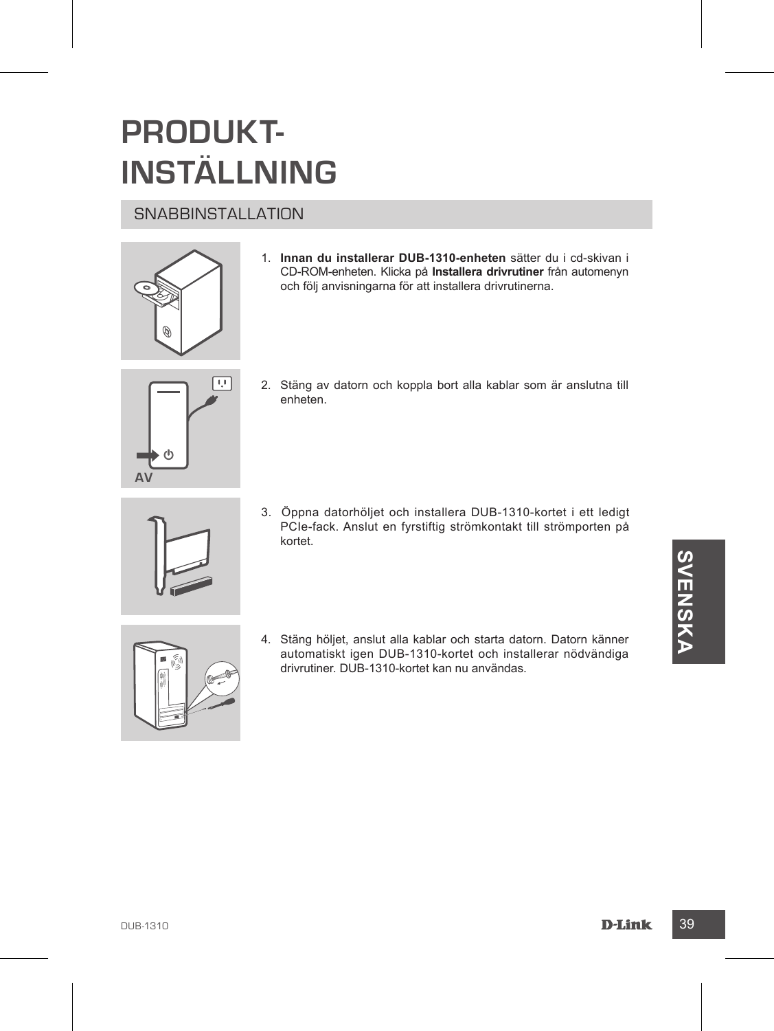# PRODUKT-INSTÄLLNING

## SNABBINSTALLATION

1. **Innan du installerar DUB-1310-enheten** sätter du i cd-skivan i CD-ROM-enheten. Klicka på **Installera drivrutiner** från automenyn och följ anvisningarna för att installera drivrutinerna.

2. Stäng av datorn och koppla bort alla kablar som är anslutna till enheten.

3. Öppna datorhöljet och installera DUB-1310-kortet i ett ledigt PCIe-fack. Anslut en fyrstiftig strömkontakt till strömporten på kortet.

4. Stäng höljet, anslut alla kablar och starta datorn. Datorn känner automatiskt igen DUB-1310-kortet och installerar nödvändiga drivrutiner. DUB-1310-kortet kan nu användas.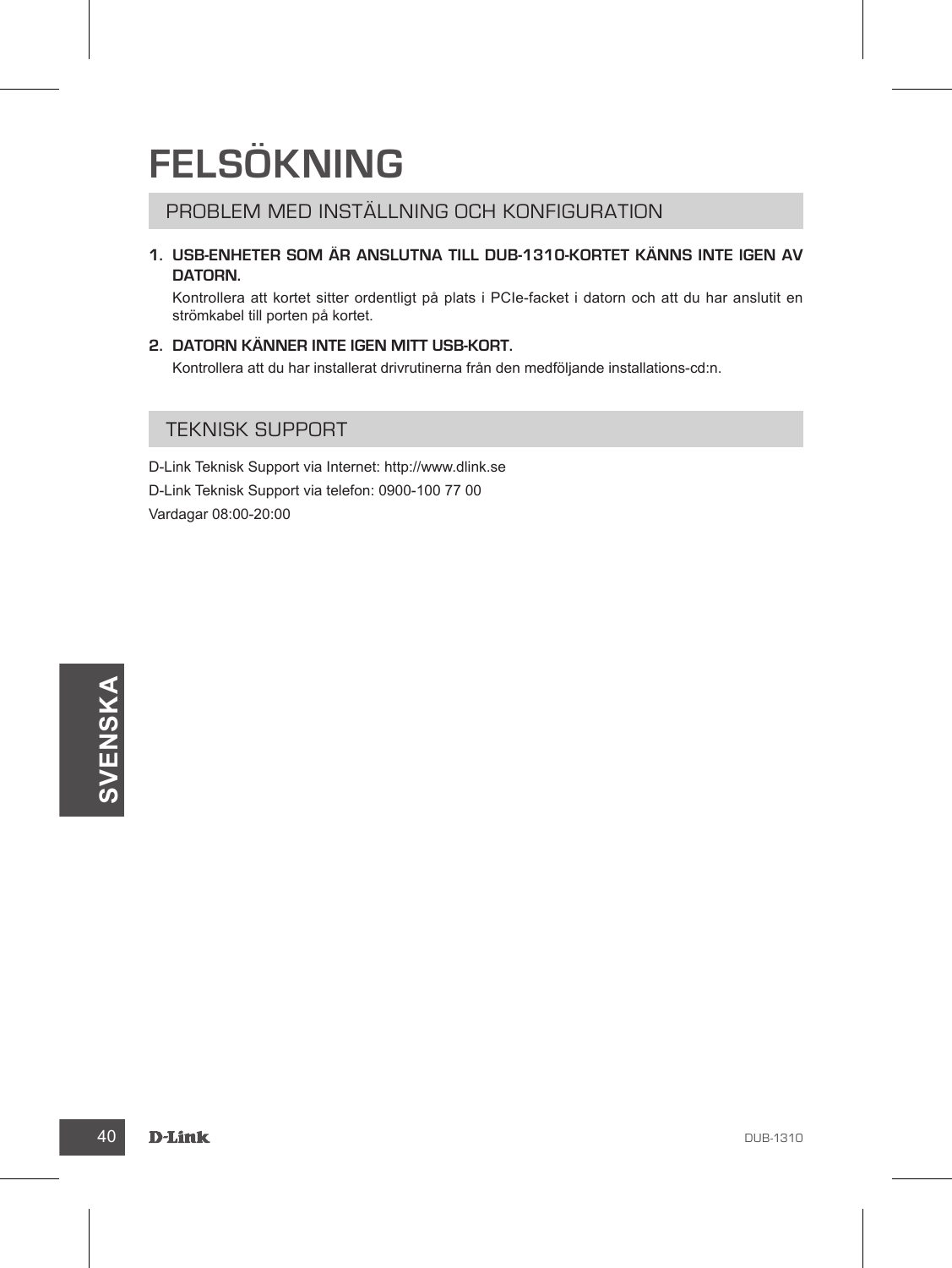# FELSÖKNING

## PROBLEM MED INSTÄLLNING OCH KONFIGURATION

1. **USB-ENHETER SOM ÄR ANSLUTNA TILL DUB-1310-KORTET KÄNNS INTE IGEN AV DATORN.**

   Kontrollera att kortet sitter ordentligt på plats i PCIe-facket i datorn och att du har anslutit en strömkabel till porten på kortet.

2. **DATORN KÄNNER INTE IGEN MITT USB-KORT.**

   Kontrollera att du har installerat drivrutinerna från den medföljande installations-cd:n.

## TEKNISK SUPPORT

D-Link Teknisk Support via Internet: http://www.dlink.se

D-Link Teknisk Support via telefon: 0900-100 77 00

Vardagar 08:00-20:00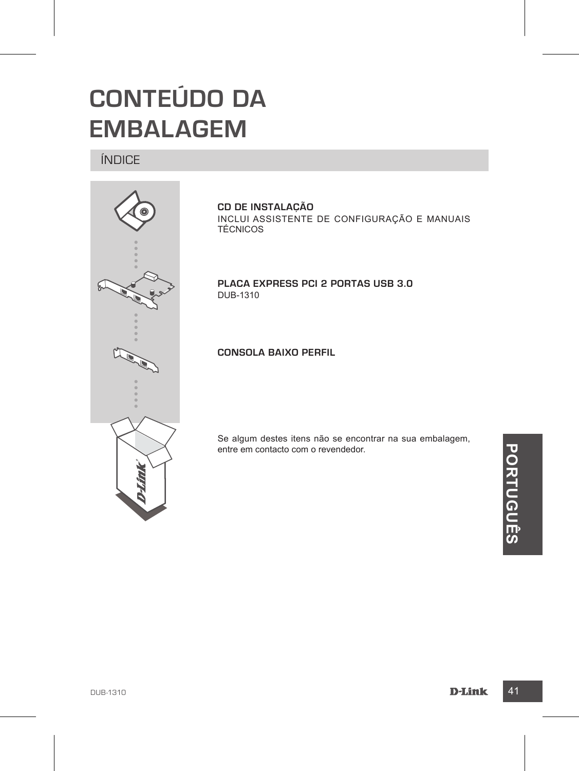# CONTEÚDO DA EMBALAGEM

## ÍNDICE

**CD DE INSTALAÇÃO**
INCLUI ASSISTENTE DE CONFIGURAÇÃO E MANUAIS TÉCNICOS

**PLACA EXPRESS PCI 2 PORTAS USB 3.0**
DUB-1310

**CONSOLA BAIXO PERFIL**

Se algum destes itens não se encontrar na sua embalagem, entre em contacto com o revendedor.

PORTUGUÊS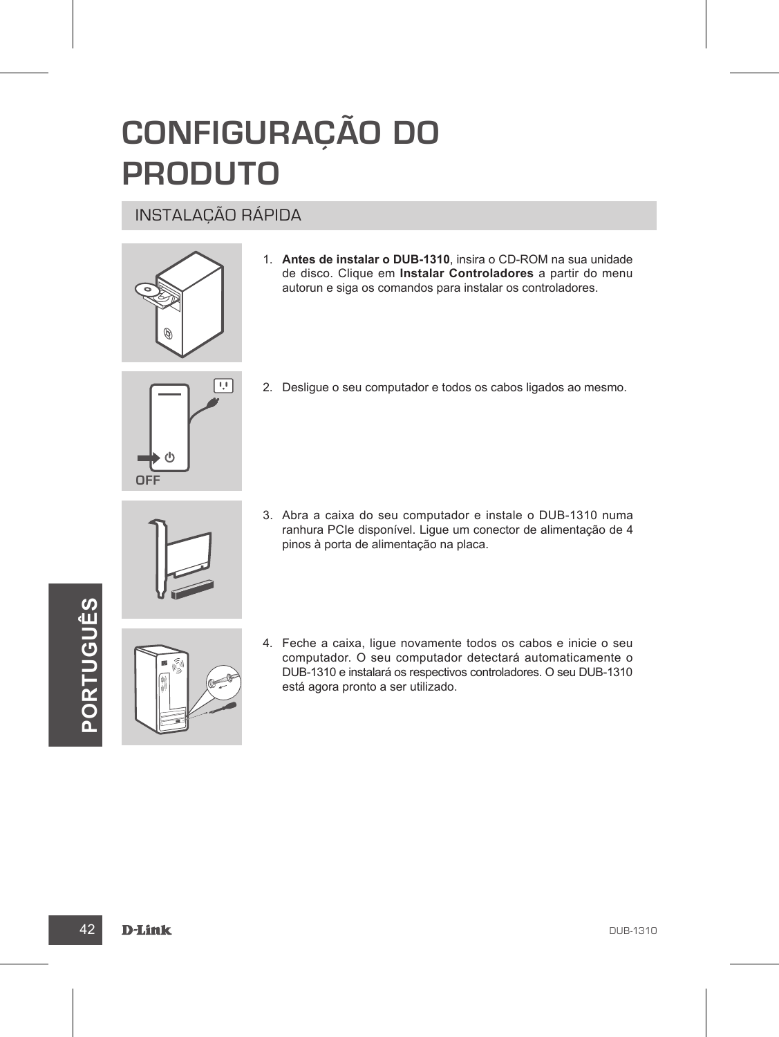# CONFIGURAÇÃO DO PRODUTO

## INSTALAÇÃO RÁPIDA

1. **Antes de instalar o DUB-1310**, insira o CD-ROM na sua unidade de disco. Clique em **Instalar Controladores** a partir do menu autorun e siga os comandos para instalar os controladores.

2. Desligue o seu computador e todos os cabos ligados ao mesmo.

3. Abra a caixa do seu computador e instale o DUB-1310 numa ranhura PCIe disponível. Ligue um conector de alimentação de 4 pinos à porta de alimentação na placa.

4. Feche a caixa, ligue novamente todos os cabos e inicie o seu computador. O seu computador detectará automaticamente o DUB-1310 e instalará os respectivos controladores. O seu DUB-1310 está agora pronto a ser utilizado.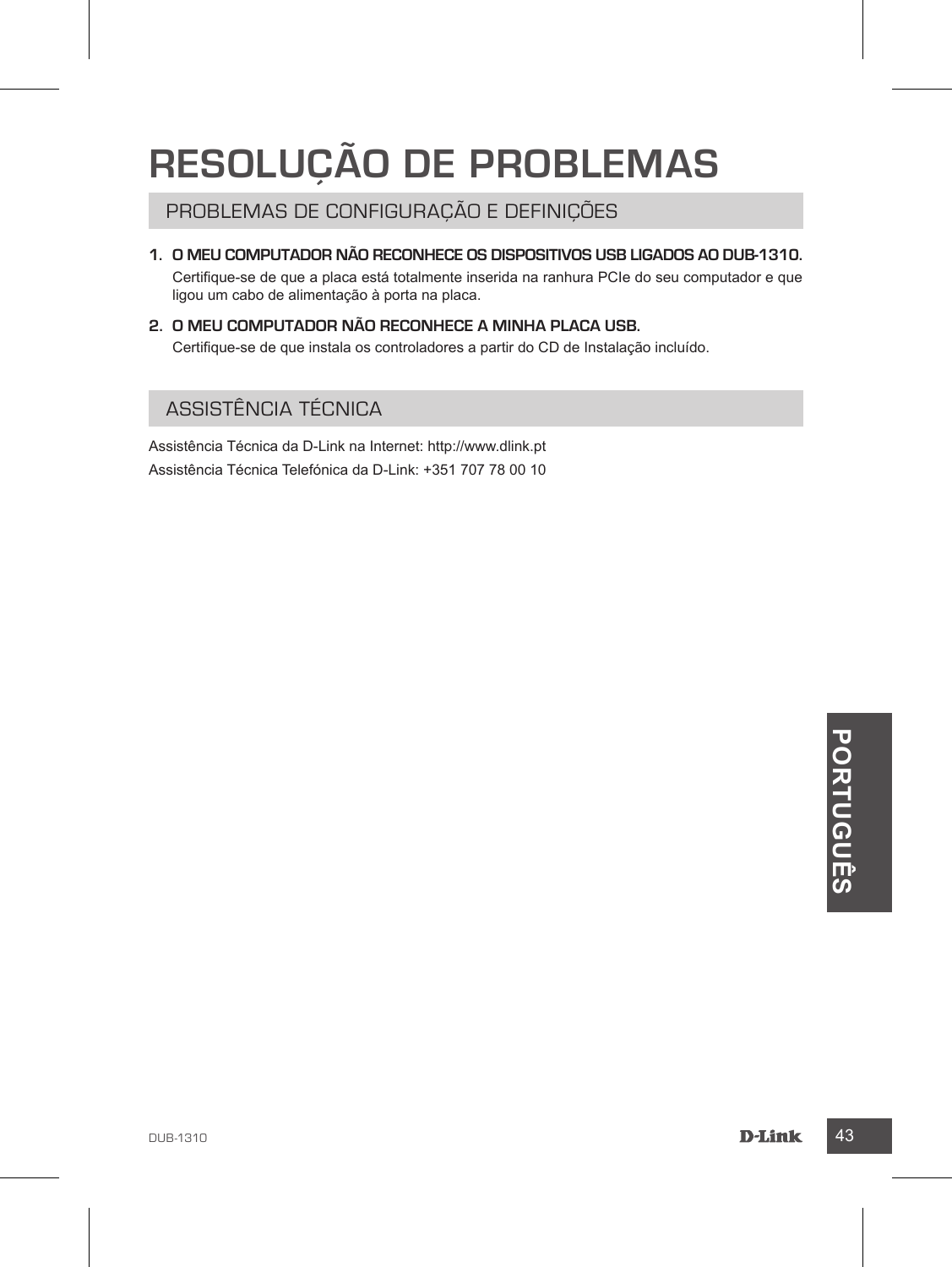# RESOLUÇÃO DE PROBLEMAS

## PROBLEMAS DE CONFIGURAÇÃO E DEFINIÇÕES

1. **O MEU COMPUTADOR NÃO RECONHECE OS DISPOSITIVOS USB LIGADOS AO DUB-1310.**

   Certifique-se de que a placa está totalmente inserida na ranhura PCIe do seu computador e que ligou um cabo de alimentação à porta na placa.

2. **O MEU COMPUTADOR NÃO RECONHECE A MINHA PLACA USB.**

   Certifique-se de que instala os controladores a partir do CD de Instalação incluído.

## ASSISTÊNCIA TÉCNICA

Assistência Técnica da D-Link na Internet: http://www.dlink.pt

Assistência Técnica Telefónica da D-Link: +351 707 78 00 10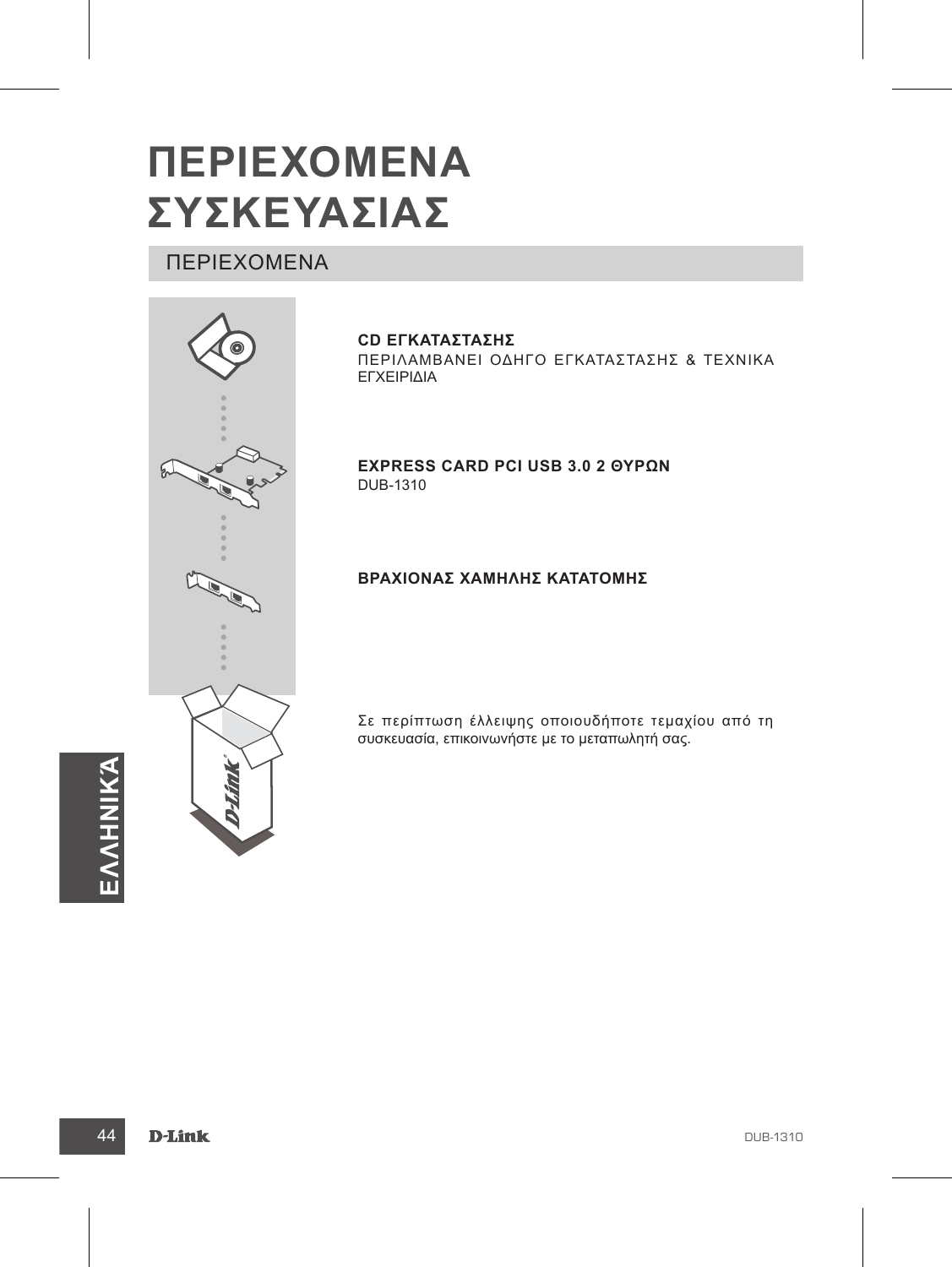# ΠΕΡΙΕΧΟΜΕΝΑ ΣΥΣΚΕΥΑΣΙΑΣ

## ΠΕΡΙΕΧΟΜΕΝΑ

**CD ΕΓΚΑΤΑΣΤΑΣΗΣ**
ΠΕΡΙΛΑΜΒΑΝΕΙ ΟΔΗΓΟ ΕΓΚΑΤΑΣΤΑΣΗΣ & ΤΕΧΝΙΚΑ ΕΓΧΕΙΡΙΔΙΑ

**EXPRESS CARD PCI USB 3.0 2 ΘΥΡΩΝ**
DUB-1310

**ΒΡΑΧΙΟΝΑΣ ΧΑΜΗΛΗΣ ΚΑΤΑΤΟΜΗΣ**

Σε περίπτωση έλλειψης οποιουδήποτε τεμαχίου από τη συσκευασία, επικοινωνήστε με το μεταπωλητή σας.

ΕΛΛΗΝΙΚΑ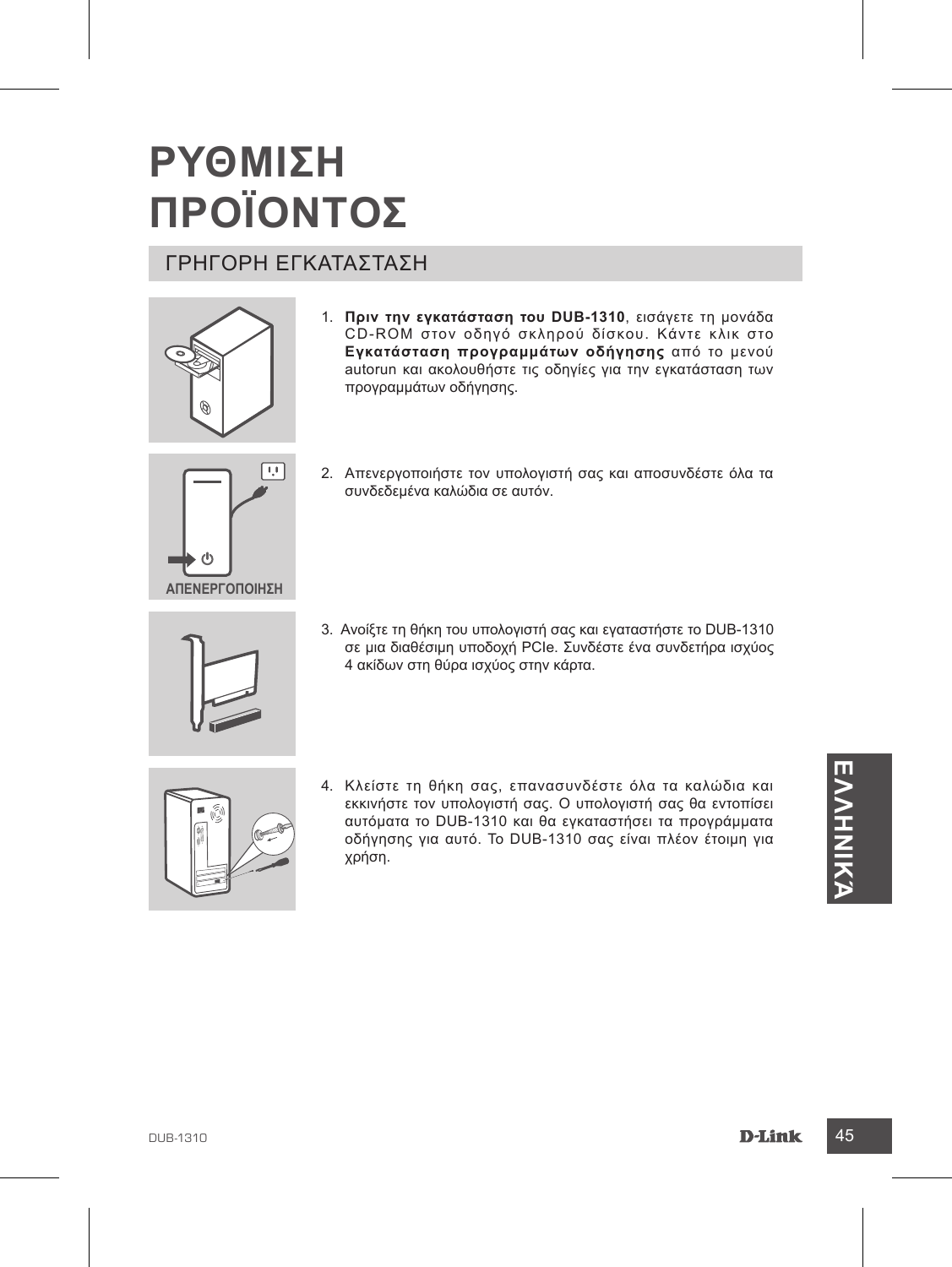# ΡΥΘΜΙΣΗ ΠΡΟΪΟΝΤΟΣ

## ΓΡΗΓΟΡΗ ΕΓΚΑΤΑΣΤΑΣΗ

1. **Πριν την εγκατάσταση του DUB-1310**, εισάγετε τη μονάδα CD-ROM στον οδηγό σκληρού δίσκου. Κάντε κλικ στο **Εγκατάσταση προγραμμάτων οδήγησης** από το μενού autorun και ακολουθήστε τις οδηγίες για την εγκατάσταση των προγραμμάτων οδήγησης.

ΑΠΕΝΕΡΓΟΠΟΙΗΣΗ

2. Απενεργοποιήστε τον υπολογιστή σας και αποσυνδέστε όλα τα συνδεδεμένα καλώδια σε αυτόν.

3. Ανοίξτε τη θήκη του υπολογιστή σας και εγαταστήστε το DUB-1310 σε μια διαθέσιμη υποδοχή PCIe. Συνδέστε ένα συνδετήρα ισχύος 4 ακίδων στη θύρα ισχύος στην κάρτα.

4. Κλείστε τη θήκη σας, επανασυνδέστε όλα τα καλώδια και εκκινήστε τον υπολογιστή σας. Ο υπολογιστή σας θα εντοπίσει αυτόματα το DUB-1310 και θα εγκαταστήσει τα προγράμματα οδήγησης για αυτό. Το DUB-1310 σας είναι πλέον έτοιμη για χρήση.

ΕΛΛΗΝΙΚΑ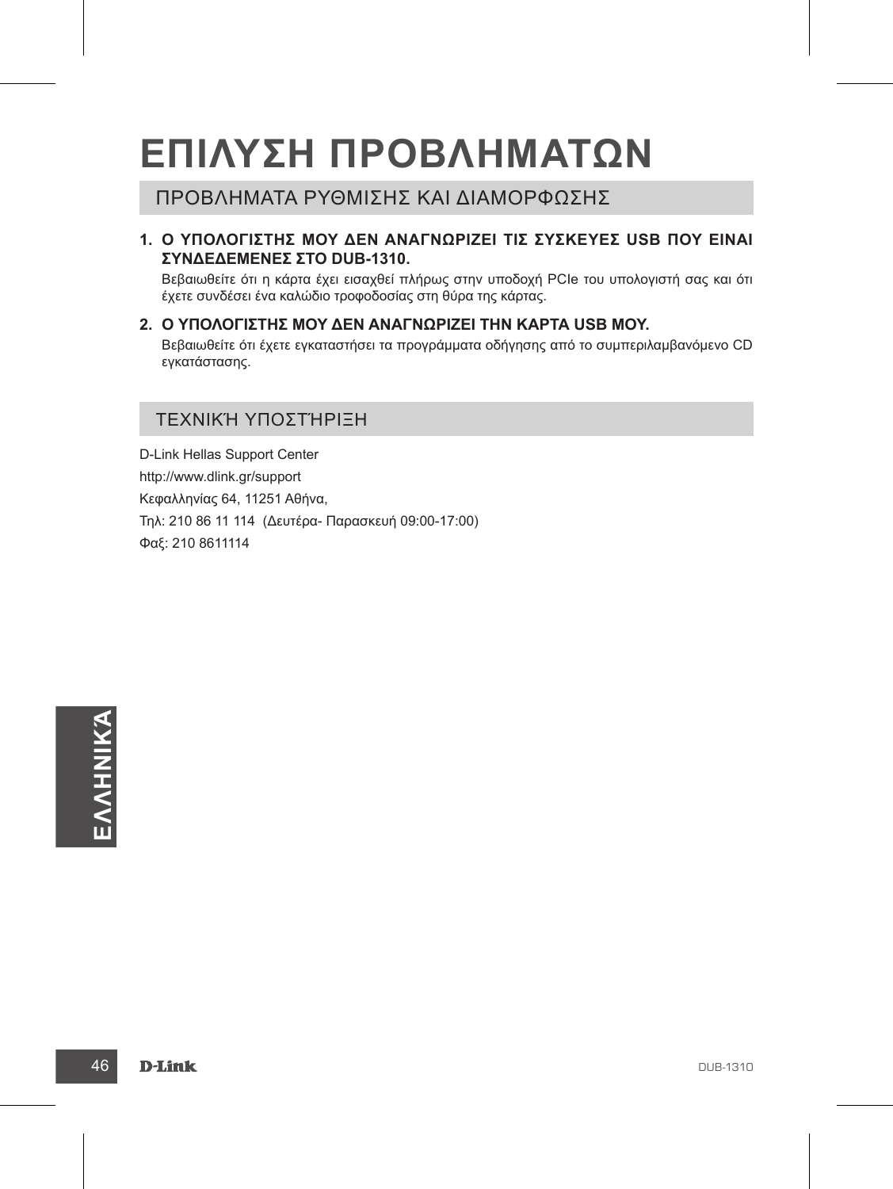# ΕΠΙΛΥΣΗ ΠΡΟΒΛΗΜΑΤΩΝ

## ΠΡΟΒΛΗΜΑΤΑ ΡΥΘΜΙΣΗΣ ΚΑΙ ΔΙΑΜΟΡΦΩΣΗΣ

1. **Ο ΥΠΟΛΟΓΙΣΤΗΣ ΜΟΥ ΔΕΝ ΑΝΑΓΝΩΡΙΖΕΙ ΤΙΣ ΣΥΣΚΕΥΕΣ USB ΠΟΥ ΕΙΝΑΙ ΣΥΝΔΕΔΕΜΕΝΕΣ ΣΤΟ DUB-1310.**

   Βεβαιωθείτε ότι η κάρτα έχει εισαχθεί πλήρως στην υποδοχή PCIe του υπολογιστή σας και ότι έχετε συνδέσει ένα καλώδιο τροφοδοσίας στη θύρα της κάρτας.

2. **Ο ΥΠΟΛΟΓΙΣΤΗΣ ΜΟΥ ΔΕΝ ΑΝΑΓΝΩΡΙΖΕΙ ΤΗΝ ΚΑΡΤΑ USB ΜΟΥ.**

   Βεβαιωθείτε ότι έχετε εγκαταστήσει τα προγράμματα οδήγησης από το συμπεριλαμβανόμενο CD εγκατάστασης.

## ΤΕΧΝΙΚΉ ΥΠΟΣΤΉΡΙΞΗ

D-Link Hellas Support Center

http://www.dlink.gr/support

Κεφαλληνίας 64, 11251 Αθήνα,

Τηλ: 210 86 11 114 (Δευτέρα- Παρασκευή 09:00-17:00)

Φαξ: 210 8611114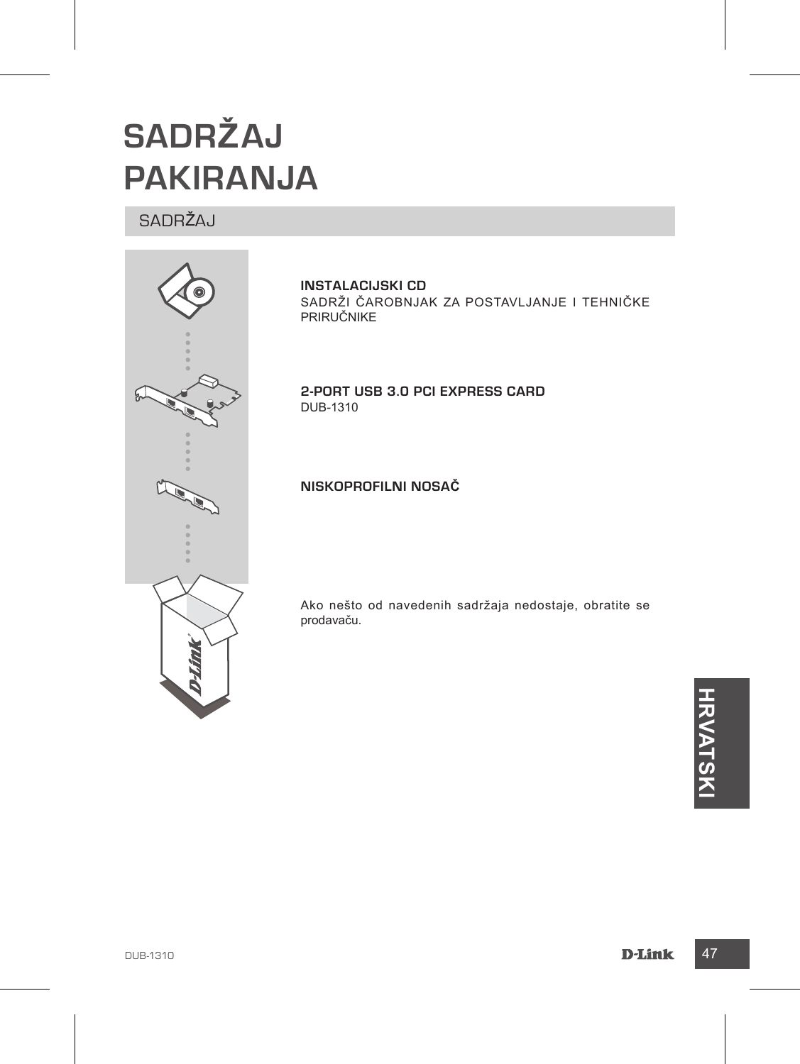# SADRŽAJ PAKIRANJA

## SADRŽAJ

**INSTALACIJSKI CD**
SADRŽI ČAROBNJAK ZA POSTAVLJANJE I TEHNIČKE PRIRUČNIKE

**2-PORT USB 3.0 PCI EXPRESS CARD**
DUB-1310

**NISKOPROFILNI NOSAČ**

Ako nešto od navedenih sadržaja nedostaje, obratite se prodavaču.

HRVATSKI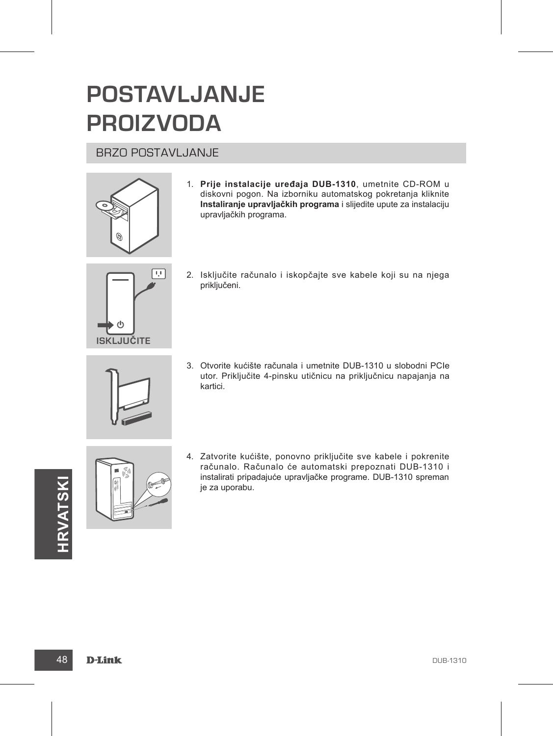# POSTAVLJANJE PROIZVODA

## BRZO POSTAVLJANJE

1. **Prije instalacije uređaja DUB-1310**, umetnite CD-ROM u diskovni pogon. Na izborniku automatskog pokretanja kliknite **Instaliranje upravljačkih programa** i slijedite upute za instalaciju upravljačkih programa.

ISKLJUČITE

2. Isključite računalo i iskopčajte sve kabele koji su na njega priključeni.

3. Otvorite kućište računala i umetnite DUB-1310 u slobodni PCIe utor. Priključite 4-pinsku utičnicu na priključnicu napajanja na kartici.

4. Zatvorite kućište, ponovno priključite sve kabele i pokrenite računalo. Računalo će automatski prepoznati DUB-1310 i instalirati pripadajuće upravljačke programe. DUB-1310 spreman je za uporabu.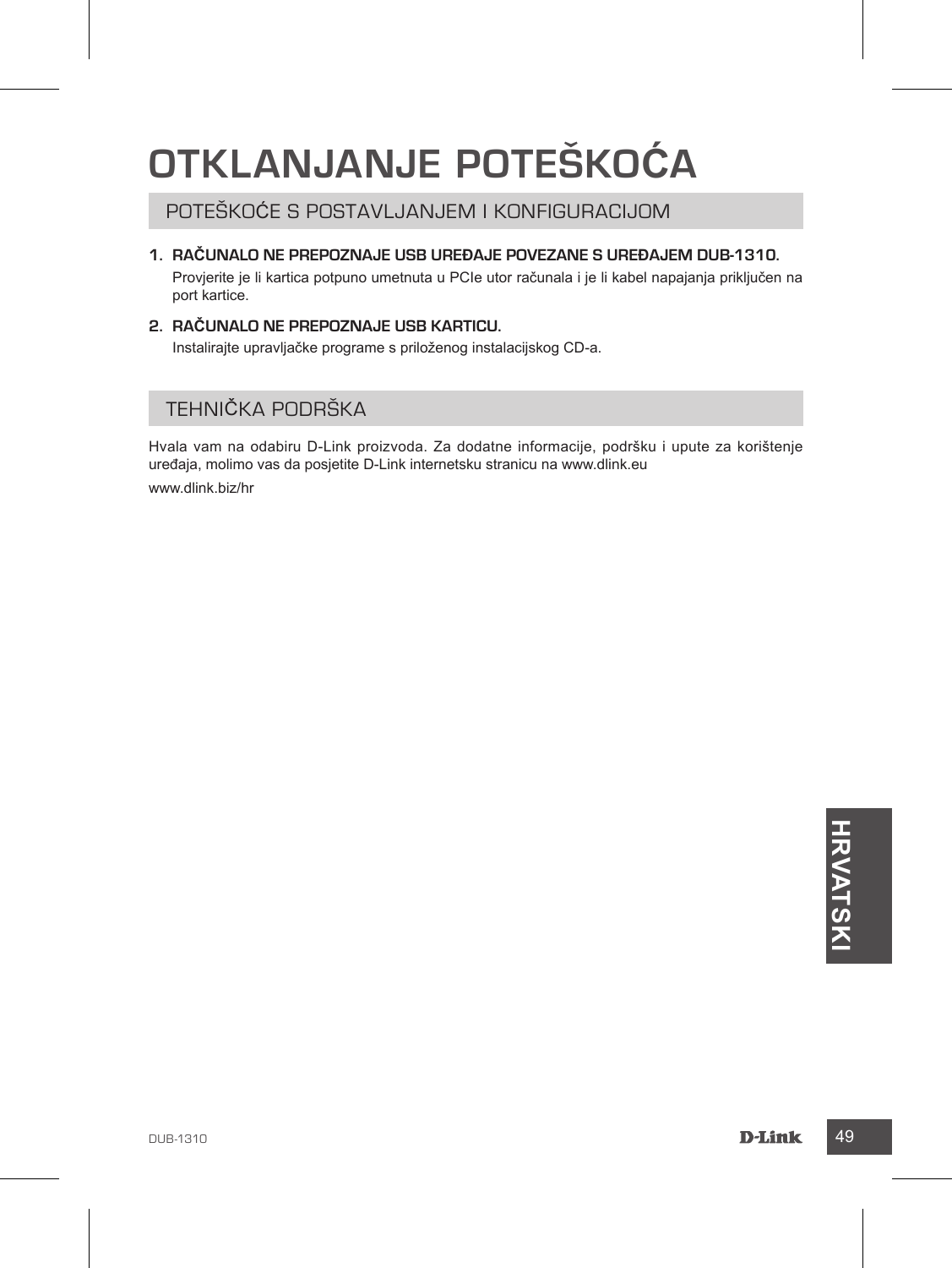# OTKLANJANJE POTEŠKOĆA

## POTEŠKOĆE S POSTAVLJANJEM I KONFIGURACIJOM

1. **RAČUNALO NE PREPOZNAJE USB UREĐAJE POVEZANE S UREĐAJEM DUB-1310.**
   Provjerite je li kartica potpuno umetnuta u PCIe utor računala i je li kabel napajanja priključen na port kartice.

2. **RAČUNALO NE PREPOZNAJE USB KARTICU.**
   Instalirajte upravljačke programe s priloženog instalacijskog CD-a.

## TEHNIČKA PODRŠKA

Hvala vam na odabiru D-Link proizvoda. Za dodatne informacije, podršku i upute za korištenje uređaja, molimo vas da posjetite D-Link internetsku stranicu na www.dlink.eu

www.dlink.biz/hr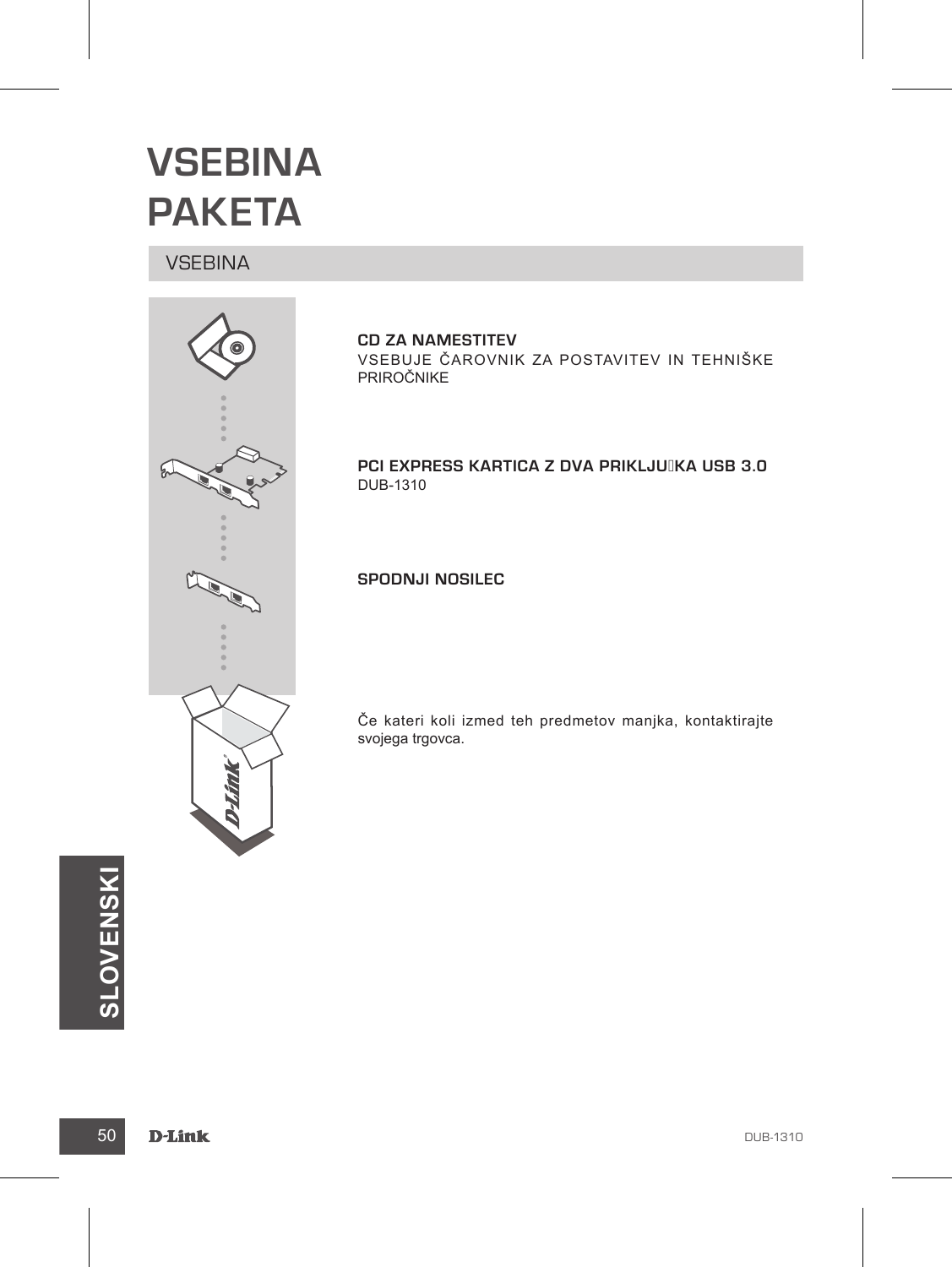# VSEBINA PAKETA

## VSEBINA

**CD ZA NAMESTITEV**
VSEBUJE ČAROVNIK ZA POSTAVITEV IN TEHNIŠKE PRIROČNIKE

**PCI EXPRESS KARTICA Z DVA PRIKLJUČKA USB 3.0**
DUB-1310

**SPODNJI NOSILEC**

Če kateri koli izmed teh predmetov manjka, kontaktirajte svojega trgovca.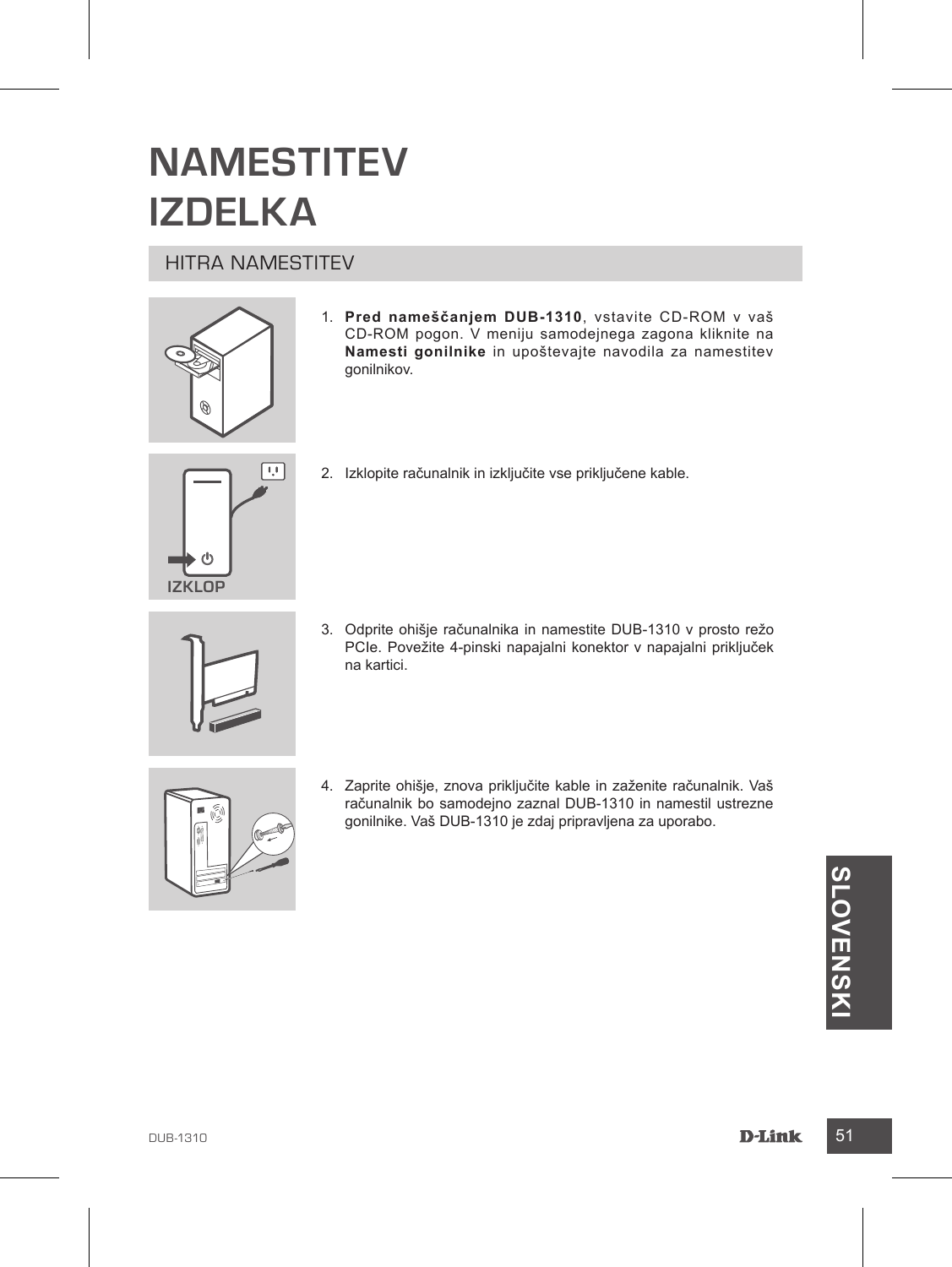# NAMESTITEV IZDELKA

## HITRA NAMESTITEV

1. **Pred nameščanjem DUB-1310**, vstavite CD-ROM v vaš CD-ROM pogon. V meniju samodejnega zagona kliknite na **Namesti gonilnike** in upoštevajte navodila za namestitev gonilnikov.

IZKLOP

2. Izklopite računalnik in izključite vse priključene kable.

3. Odprite ohišje računalnika in namestite DUB-1310 v prosto režo PCIe. Povežite 4-pinski napajalni konektor v napajalni priključek na kartici.

4. Zaprite ohišje, znova priključite kable in zaženite računalnik. Vaš računalnik bo samodejno zaznal DUB-1310 in namestil ustrezne gonilnike. Vaš DUB-1310 je zdaj pripravljena za uporabo.

SLOVENSKI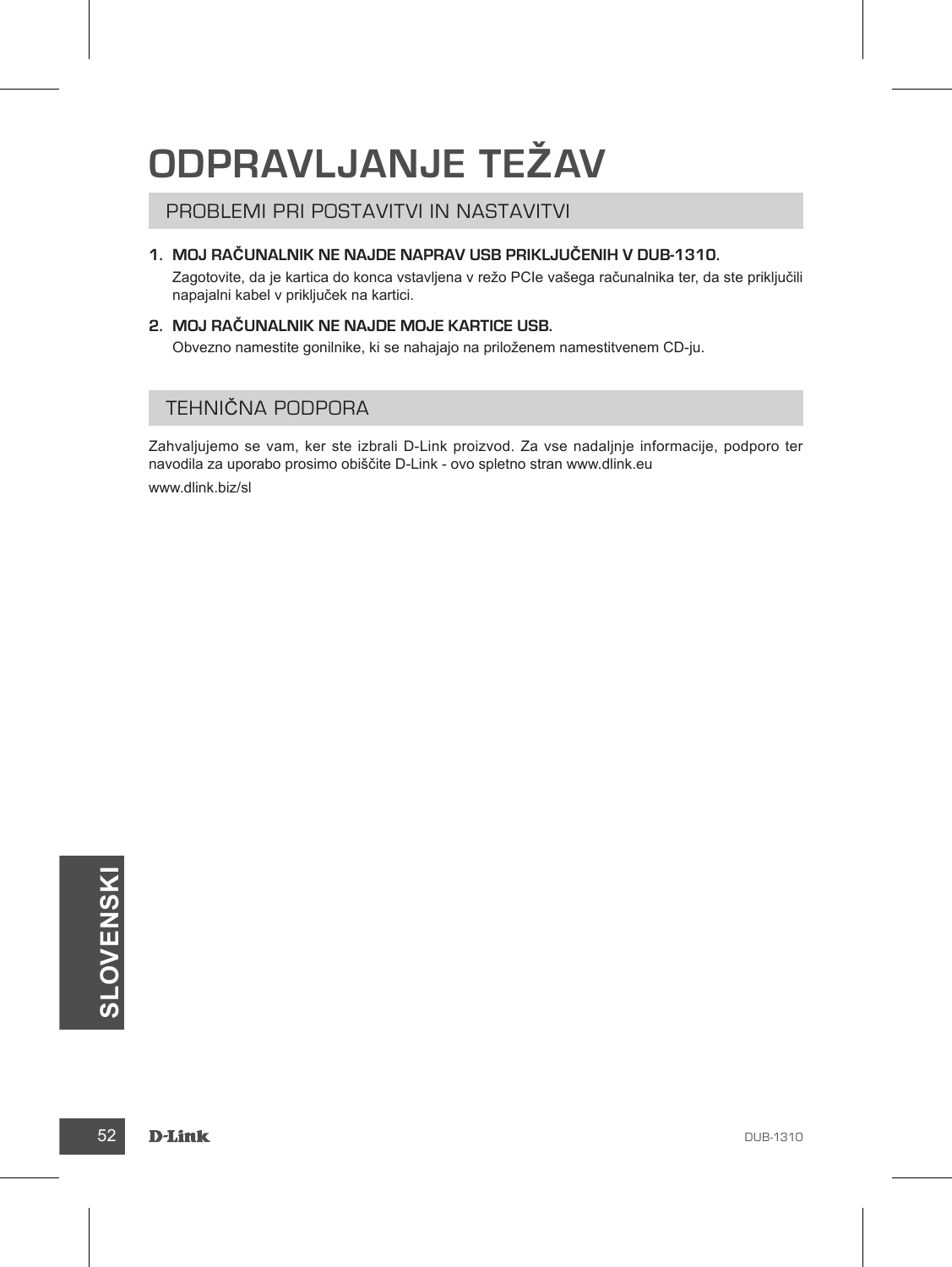# ODPRAVLJANJE TEŽAV

## PROBLEMI PRI POSTAVITVI IN NASTAVITVI

1. **MOJ RAČUNALNIK NE NAJDE NAPRAV USB PRIKLJUČENIH V DUB-1310.**

   Zagotovite, da je kartica do konca vstavljena v režo PCIe vašega računalnika ter, da ste priključili napajalni kabel v priključek na kartici.

2. **MOJ RAČUNALNIK NE NAJDE MOJE KARTICE USB.**

   Obvezno namestite gonilnike, ki se nahajajo na priloženem namestitvenem CD-ju.

## TEHNIČNA PODPORA

Zahvaljujemo se vam, ker ste izbrali D-Link proizvod. Za vse nadaljnje informacije, podporo ter navodila za uporabo prosimo obiščite D-Link - ovo spletno stran www.dlink.eu

www.dlink.biz/sl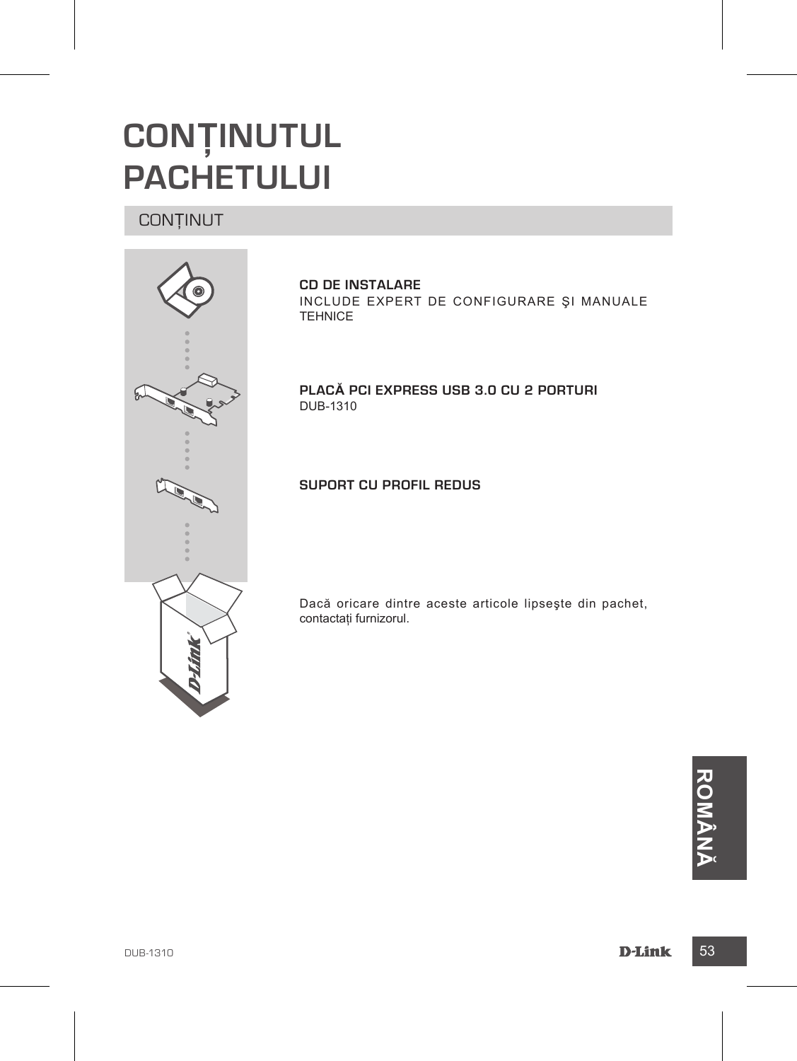# CONȚINUTUL PACHETULUI

## CONȚINUT

**CD DE INSTALARE**
INCLUDE EXPERT DE CONFIGURARE ŞI MANUALE TEHNICE

**PLACĂ PCI EXPRESS USB 3.0 CU 2 PORTURI**
DUB-1310

**SUPORT CU PROFIL REDUS**

Dacă oricare dintre aceste articole lipseşte din pachet, contactați furnizorul.

ROMÂNĂ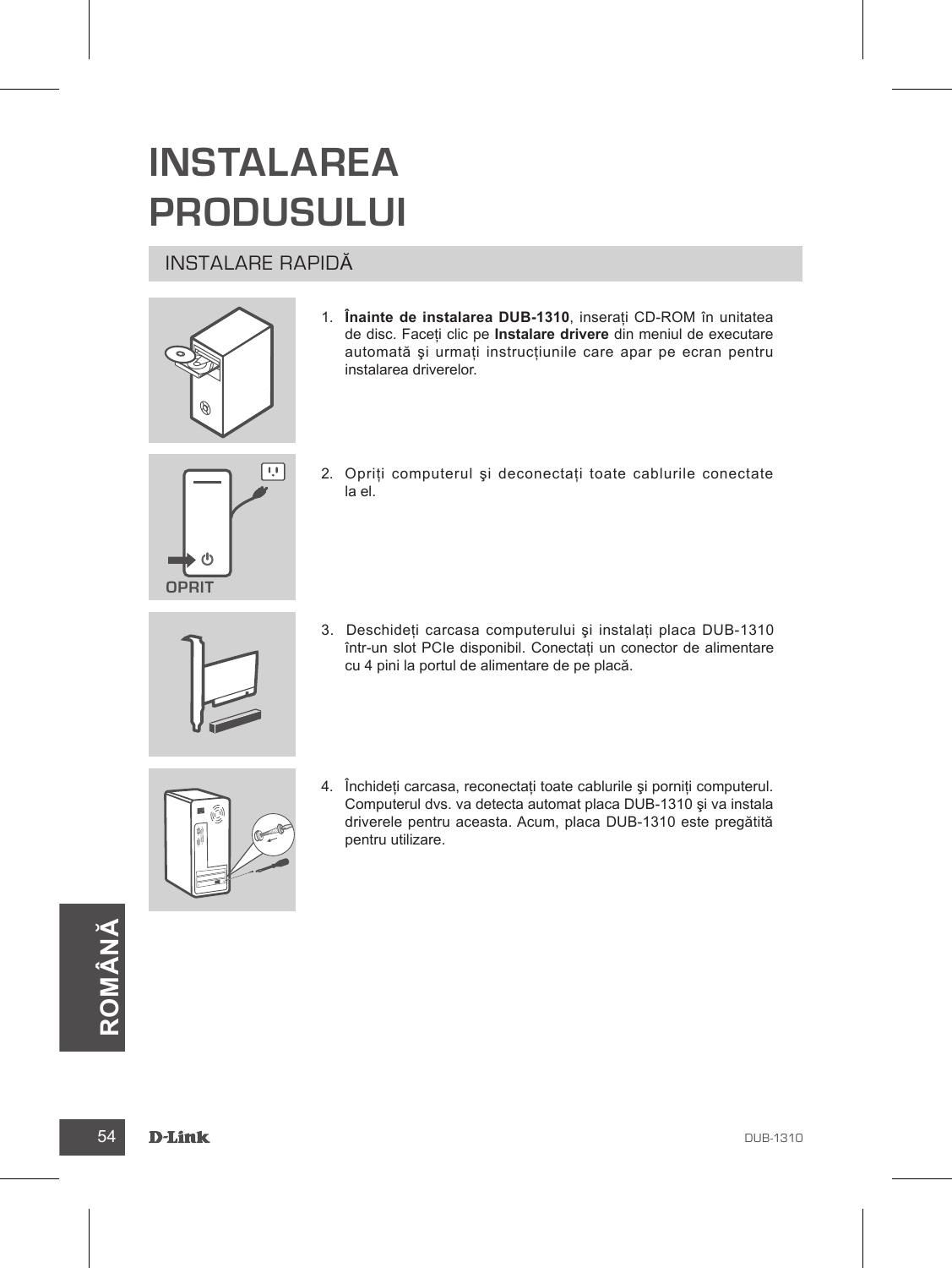# INSTALAREA PRODUSULUI

## INSTALARE RAPIDĂ

1. **Înainte de instalarea DUB-1310**, inserați CD-ROM în unitatea de disc. Faceți clic pe **Instalare drivere** din meniul de executare automată şi urmați instrucțiunile care apar pe ecran pentru instalarea driverelor.

2. Opriți computerul şi deconectați toate cablurile conectate la el.

3. Deschideți carcasa computerului şi instalați placa DUB-1310 într-un slot PCIe disponibil. Conectați un conector de alimentare cu 4 pini la portul de alimentare de pe placă.

4. Închideți carcasa, reconectați toate cablurile şi porniți computerul. Computerul dvs. va detecta automat placa DUB-1310 şi va instala driverele pentru aceasta. Acum, placa DUB-1310 este pregătită pentru utilizare.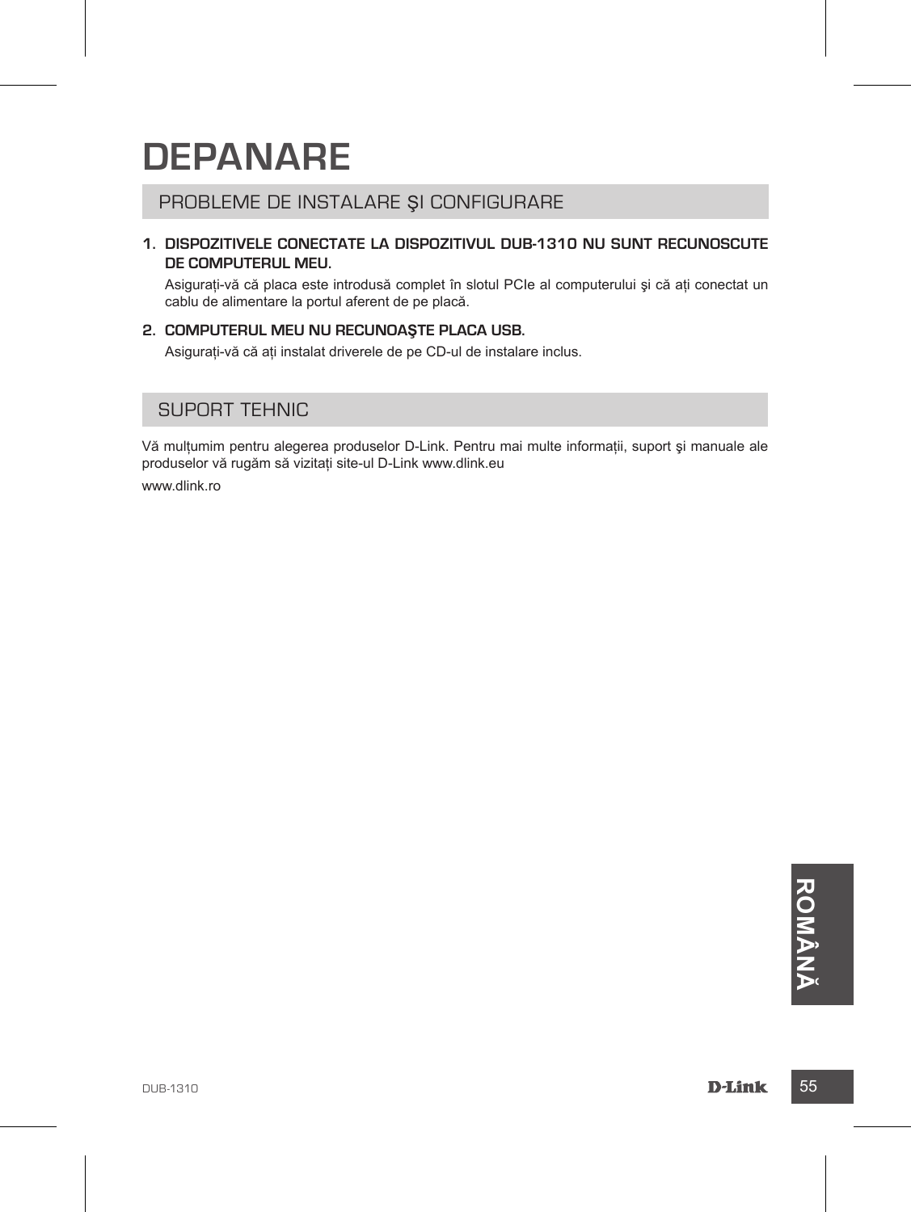# DEPANARE

## PROBLEME DE INSTALARE ŞI CONFIGURARE

1. **DISPOZITIVELE CONECTATE LA DISPOZITIVUL DUB-1310 NU SUNT RECUNOSCUTE DE COMPUTERUL MEU.**

   Asiguraţi-vă că placa este introdusă complet în slotul PCIe al computerului şi că aţi conectat un cablu de alimentare la portul aferent de pe placă.

2. **COMPUTERUL MEU NU RECUNOAŞTE PLACA USB.**

   Asiguraţi-vă că aţi instalat driverele de pe CD-ul de instalare inclus.

## SUPORT TEHNIC

Vă mulţumim pentru alegerea produselor D-Link. Pentru mai multe informaţii, suport şi manuale ale produselor vă rugăm să vizitaţi site-ul D-Link www.dlink.eu

www.dlink.ro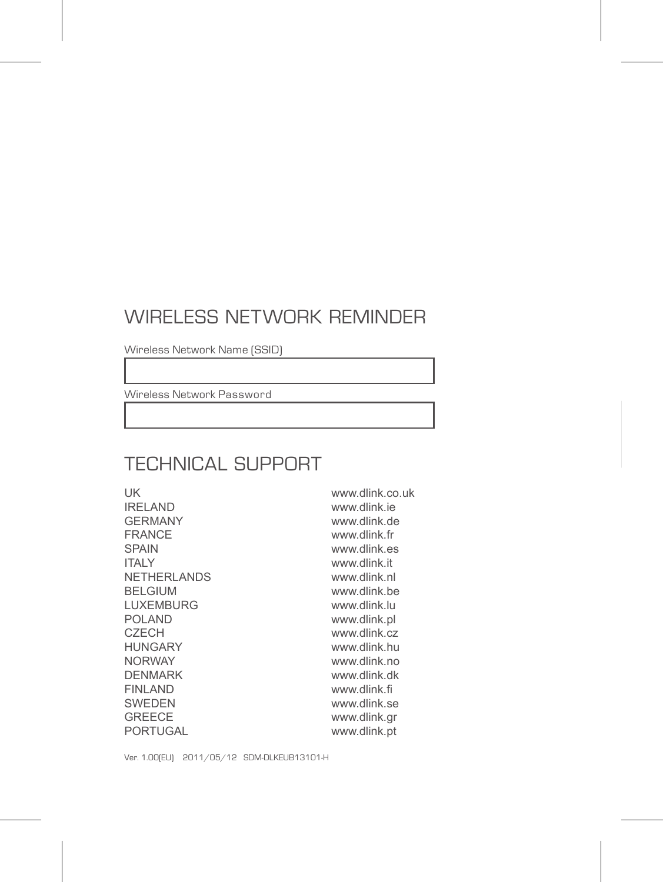## WIRELESS NETWORK REMINDER

Wireless Network Name (SSID)

Wireless Network Password

## TECHNICAL SUPPORT

| | |
|---|---|
| UK | www.dlink.co.uk |
| IRELAND | www.dlink.ie |
| GERMANY | www.dlink.de |
| FRANCE | www.dlink.fr |
| SPAIN | www.dlink.es |
| ITALY | www.dlink.it |
| NETHERLANDS | www.dlink.nl |
| BELGIUM | www.dlink.be |
| LUXEMBURG | www.dlink.lu |
| POLAND | www.dlink.pl |
| CZECH | www.dlink.cz |
| HUNGARY | www.dlink.hu |
| NORWAY | www.dlink.no |
| DENMARK | www.dlink.dk |
| FINLAND | www.dlink.fi |
| SWEDEN | www.dlink.se |
| GREECE | www.dlink.gr |
| PORTUGAL | www.dlink.pt |

Ver. 1.00(EU) 2011/05/12 SDM-DLKEUB13101-H